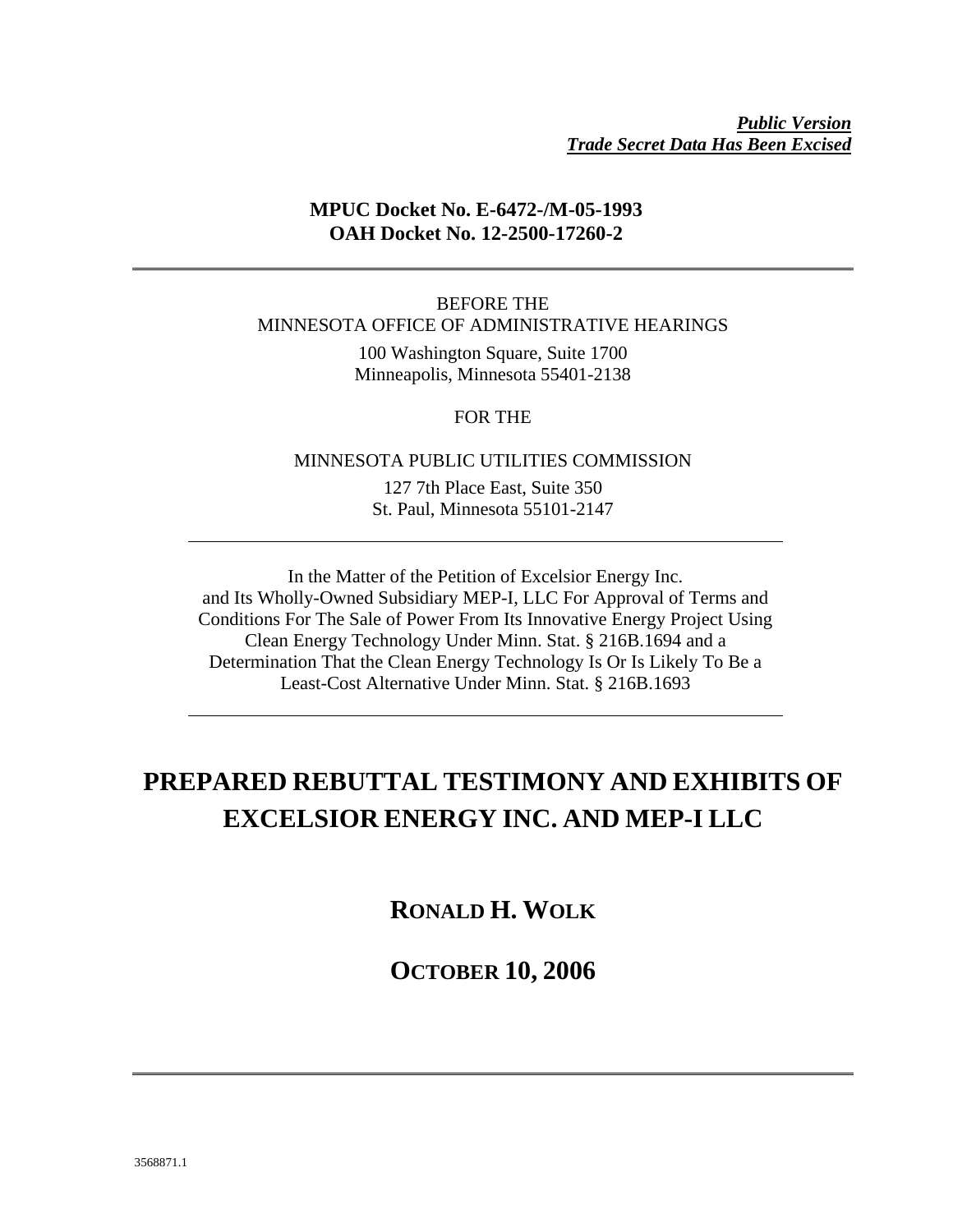***Public Version***
***Trade Secret Data Has Been Excised***

**MPUC Docket No. E-6472-/M-05-1993**
**OAH Docket No. 12-2500-17260-2**

---

BEFORE THE
MINNESOTA OFFICE OF ADMINISTRATIVE HEARINGS

100 Washington Square, Suite 1700
Minneapolis, Minnesota 55401-2138

FOR THE

MINNESOTA PUBLIC UTILITIES COMMISSION

127 7th Place East, Suite 350
St. Paul, Minnesota 55101-2147

---

In the Matter of the Petition of Excelsior Energy Inc. and Its Wholly-Owned Subsidiary MEP-I, LLC For Approval of Terms and Conditions For The Sale of Power From Its Innovative Energy Project Using Clean Energy Technology Under Minn. Stat. § 216B.1694 and a Determination That the Clean Energy Technology Is Or Is Likely To Be a Least-Cost Alternative Under Minn. Stat. § 216B.1693

---

# PREPARED REBUTTAL TESTIMONY AND EXHIBITS OF EXCELSIOR ENERGY INC. AND MEP-I LLC

## RONALD H. WOLK

## OCTOBER 10, 2006

---

3568871.1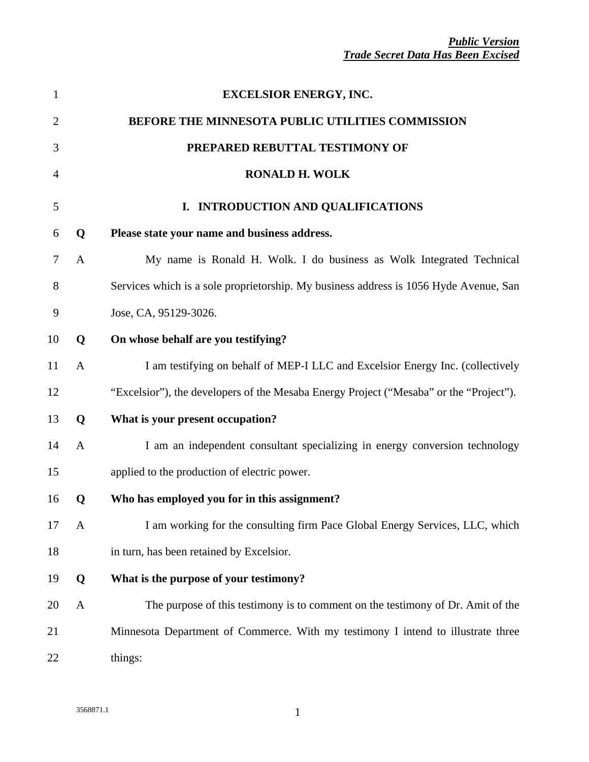*Public Version*
*Trade Secret Data Has Been Excised*

**EXCELSIOR ENERGY, INC.**

**BEFORE THE MINNESOTA PUBLIC UTILITIES COMMISSION**

**PREPARED REBUTTAL TESTIMONY OF**

**RONALD H. WOLK**

## I. INTRODUCTION AND QUALIFICATIONS

**Q Please state your name and business address.**

A My name is Ronald H. Wolk. I do business as Wolk Integrated Technical Services which is a sole proprietorship. My business address is 1056 Hyde Avenue, San Jose, CA, 95129-3026.

**Q On whose behalf are you testifying?**

A I am testifying on behalf of MEP-I LLC and Excelsior Energy Inc. (collectively "Excelsior"), the developers of the Mesaba Energy Project ("Mesaba" or the "Project").

**Q What is your present occupation?**

A I am an independent consultant specializing in energy conversion technology applied to the production of electric power.

**Q Who has employed you for in this assignment?**

A I am working for the consulting firm Pace Global Energy Services, LLC, which in turn, has been retained by Excelsior.

**Q What is the purpose of your testimony?**

A The purpose of this testimony is to comment on the testimony of Dr. Amit of the Minnesota Department of Commerce. With my testimony I intend to illustrate three things: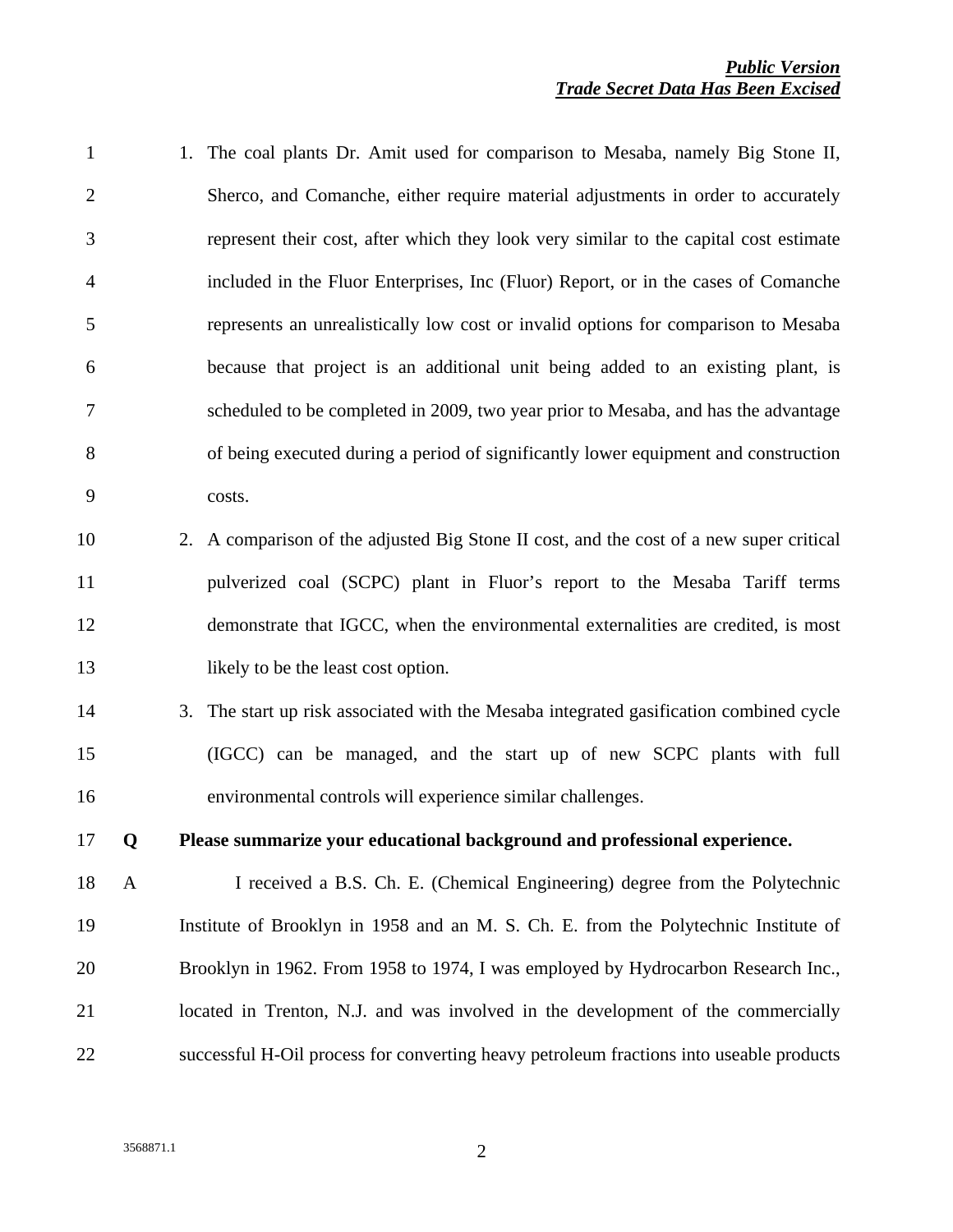1. The coal plants Dr. Amit used for comparison to Mesaba, namely Big Stone II, Sherco, and Comanche, either require material adjustments in order to accurately represent their cost, after which they look very similar to the capital cost estimate included in the Fluor Enterprises, Inc (Fluor) Report, or in the cases of Comanche represents an unrealistically low cost or invalid options for comparison to Mesaba because that project is an additional unit being added to an existing plant, is scheduled to be completed in 2009, two year prior to Mesaba, and has the advantage of being executed during a period of significantly lower equipment and construction costs.
2. A comparison of the adjusted Big Stone II cost, and the cost of a new super critical pulverized coal (SCPC) plant in Fluor's report to the Mesaba Tariff terms demonstrate that IGCC, when the environmental externalities are credited, is most likely to be the least cost option.
3. The start up risk associated with the Mesaba integrated gasification combined cycle (IGCC) can be managed, and the start up of new SCPC plants with full environmental controls will experience similar challenges.

**Q Please summarize your educational background and professional experience.**

A I received a B.S. Ch. E. (Chemical Engineering) degree from the Polytechnic Institute of Brooklyn in 1958 and an M. S. Ch. E. from the Polytechnic Institute of Brooklyn in 1962. From 1958 to 1974, I was employed by Hydrocarbon Research Inc., located in Trenton, N.J. and was involved in the development of the commercially successful H-Oil process for converting heavy petroleum fractions into useable products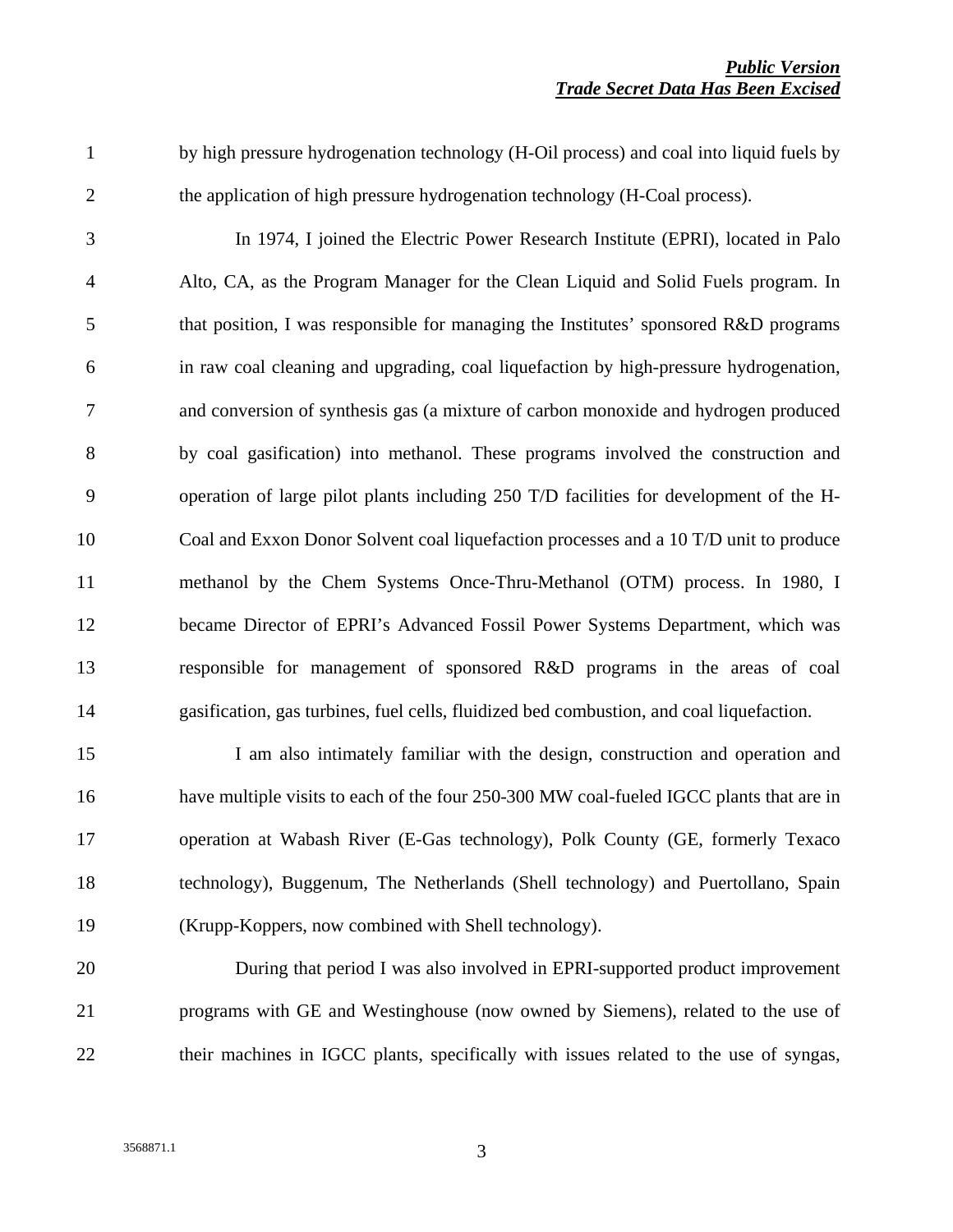by high pressure hydrogenation technology (H-Oil process) and coal into liquid fuels by the application of high pressure hydrogenation technology (H-Coal process).

In 1974, I joined the Electric Power Research Institute (EPRI), located in Palo Alto, CA, as the Program Manager for the Clean Liquid and Solid Fuels program. In that position, I was responsible for managing the Institutes' sponsored R&D programs in raw coal cleaning and upgrading, coal liquefaction by high-pressure hydrogenation, and conversion of synthesis gas (a mixture of carbon monoxide and hydrogen produced by coal gasification) into methanol. These programs involved the construction and operation of large pilot plants including 250 T/D facilities for development of the H-Coal and Exxon Donor Solvent coal liquefaction processes and a 10 T/D unit to produce methanol by the Chem Systems Once-Thru-Methanol (OTM) process. In 1980, I became Director of EPRI's Advanced Fossil Power Systems Department, which was responsible for management of sponsored R&D programs in the areas of coal gasification, gas turbines, fuel cells, fluidized bed combustion, and coal liquefaction.

I am also intimately familiar with the design, construction and operation and have multiple visits to each of the four 250-300 MW coal-fueled IGCC plants that are in operation at Wabash River (E-Gas technology), Polk County (GE, formerly Texaco technology), Buggenum, The Netherlands (Shell technology) and Puertollano, Spain (Krupp-Koppers, now combined with Shell technology).

During that period I was also involved in EPRI-supported product improvement programs with GE and Westinghouse (now owned by Siemens), related to the use of their machines in IGCC plants, specifically with issues related to the use of syngas,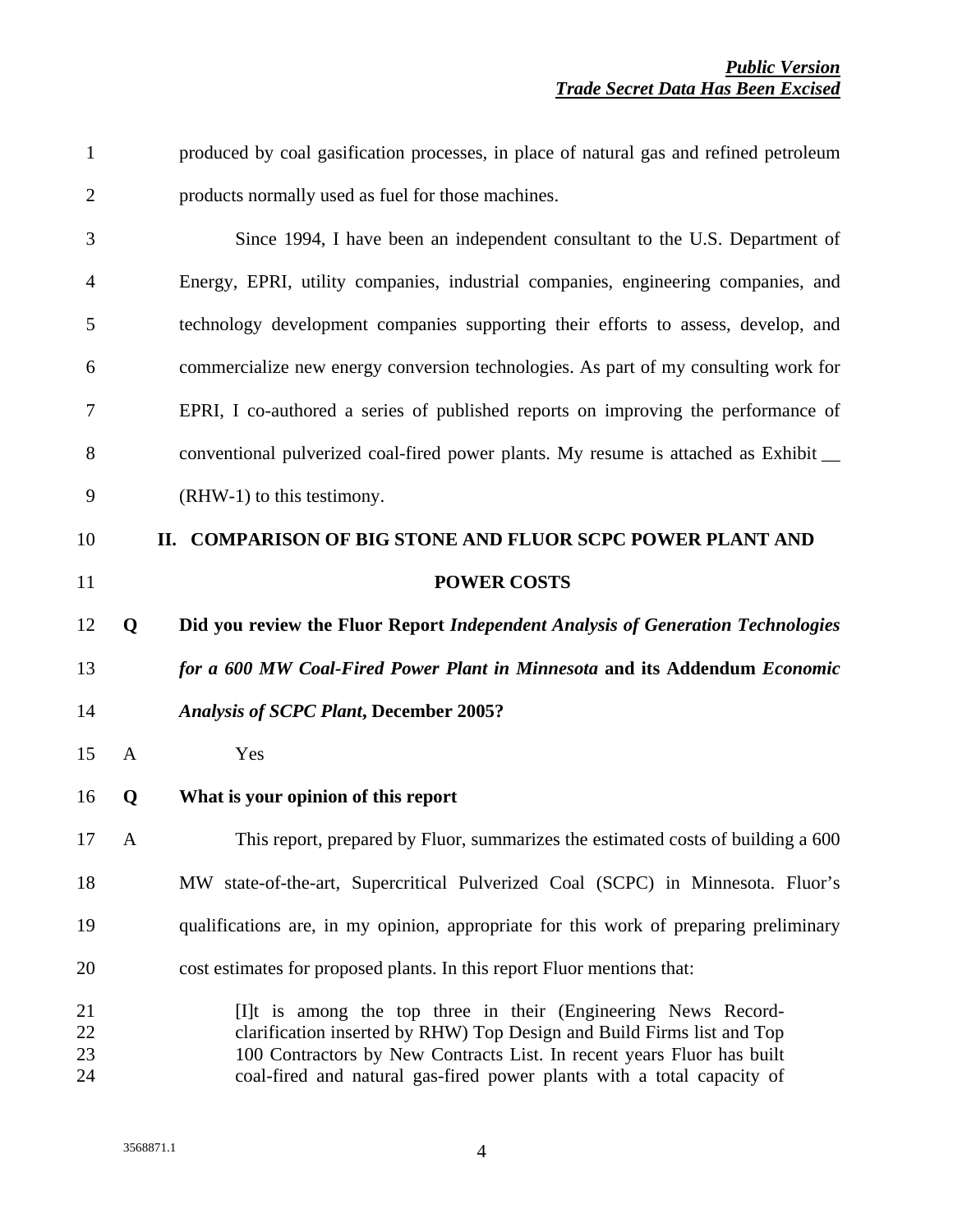produced by coal gasification processes, in place of natural gas and refined petroleum products normally used as fuel for those machines.

Since 1994, I have been an independent consultant to the U.S. Department of Energy, EPRI, utility companies, industrial companies, engineering companies, and technology development companies supporting their efforts to assess, develop, and commercialize new energy conversion technologies. As part of my consulting work for EPRI, I co-authored a series of published reports on improving the performance of conventional pulverized coal-fired power plants. My resume is attached as Exhibit __ (RHW-1) to this testimony.

## II. COMPARISON OF BIG STONE AND FLUOR SCPC POWER PLANT AND POWER COSTS

**Q Did you review the Fluor Report *Independent Analysis of Generation Technologies for a 600 MW Coal-Fired Power Plant in Minnesota* and its Addendum *Economic Analysis of SCPC Plant*, December 2005?**

A Yes

**Q What is your opinion of this report**

A This report, prepared by Fluor, summarizes the estimated costs of building a 600 MW state-of-the-art, Supercritical Pulverized Coal (SCPC) in Minnesota. Fluor's qualifications are, in my opinion, appropriate for this work of preparing preliminary cost estimates for proposed plants. In this report Fluor mentions that:

> [I]t is among the top three in their (Engineering News Record-clarification inserted by RHW) Top Design and Build Firms list and Top 100 Contractors by New Contracts List. In recent years Fluor has built coal-fired and natural gas-fired power plants with a total capacity of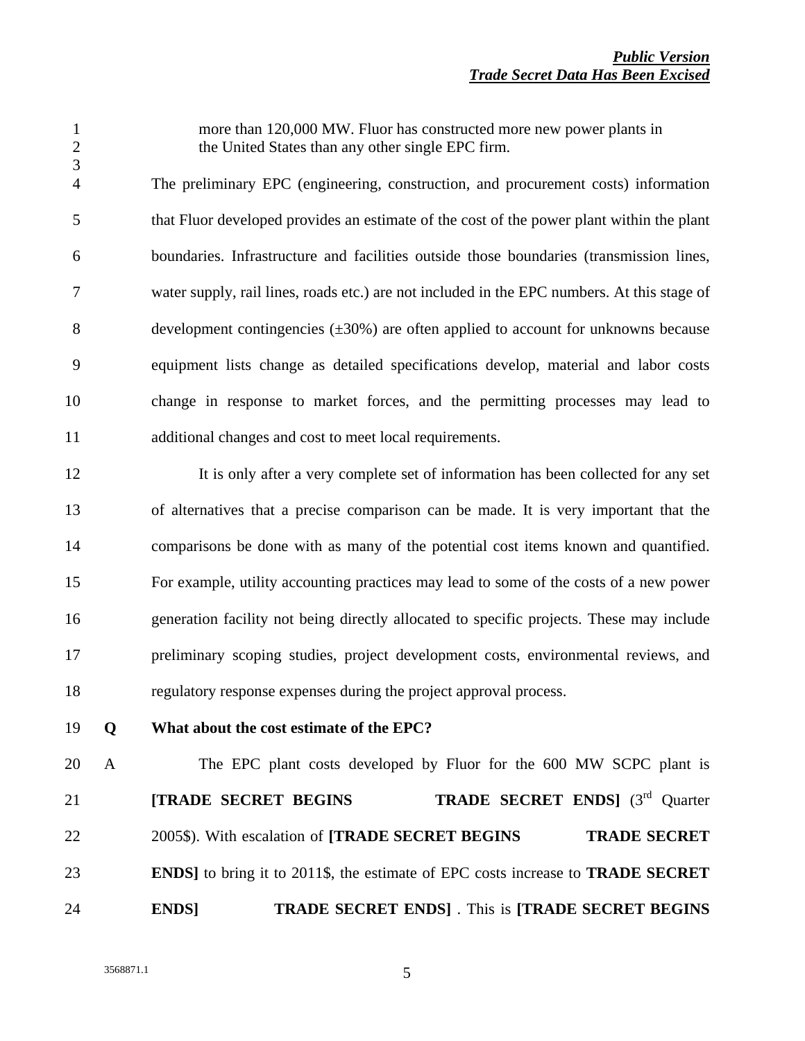more than 120,000 MW. Fluor has constructed more new power plants in the United States than any other single EPC firm.

The preliminary EPC (engineering, construction, and procurement costs) information that Fluor developed provides an estimate of the cost of the power plant within the plant boundaries. Infrastructure and facilities outside those boundaries (transmission lines, water supply, rail lines, roads etc.) are not included in the EPC numbers. At this stage of development contingencies (±30%) are often applied to account for unknowns because equipment lists change as detailed specifications develop, material and labor costs change in response to market forces, and the permitting processes may lead to additional changes and cost to meet local requirements.

It is only after a very complete set of information has been collected for any set of alternatives that a precise comparison can be made. It is very important that the comparisons be done with as many of the potential cost items known and quantified. For example, utility accounting practices may lead to some of the costs of a new power generation facility not being directly allocated to specific projects. These may include preliminary scoping studies, project development costs, environmental reviews, and regulatory response expenses during the project approval process.

**Q What about the cost estimate of the EPC?**

A The EPC plant costs developed by Fluor for the 600 MW SCPC plant is **[TRADE SECRET BEGINS TRADE SECRET ENDS]** (3rd Quarter 2005$). With escalation of **[TRADE SECRET BEGINS TRADE SECRET ENDS]** to bring it to 2011$, the estimate of EPC costs increase to **TRADE SECRET ENDS] TRADE SECRET ENDS]** . This is **[TRADE SECRET BEGINS**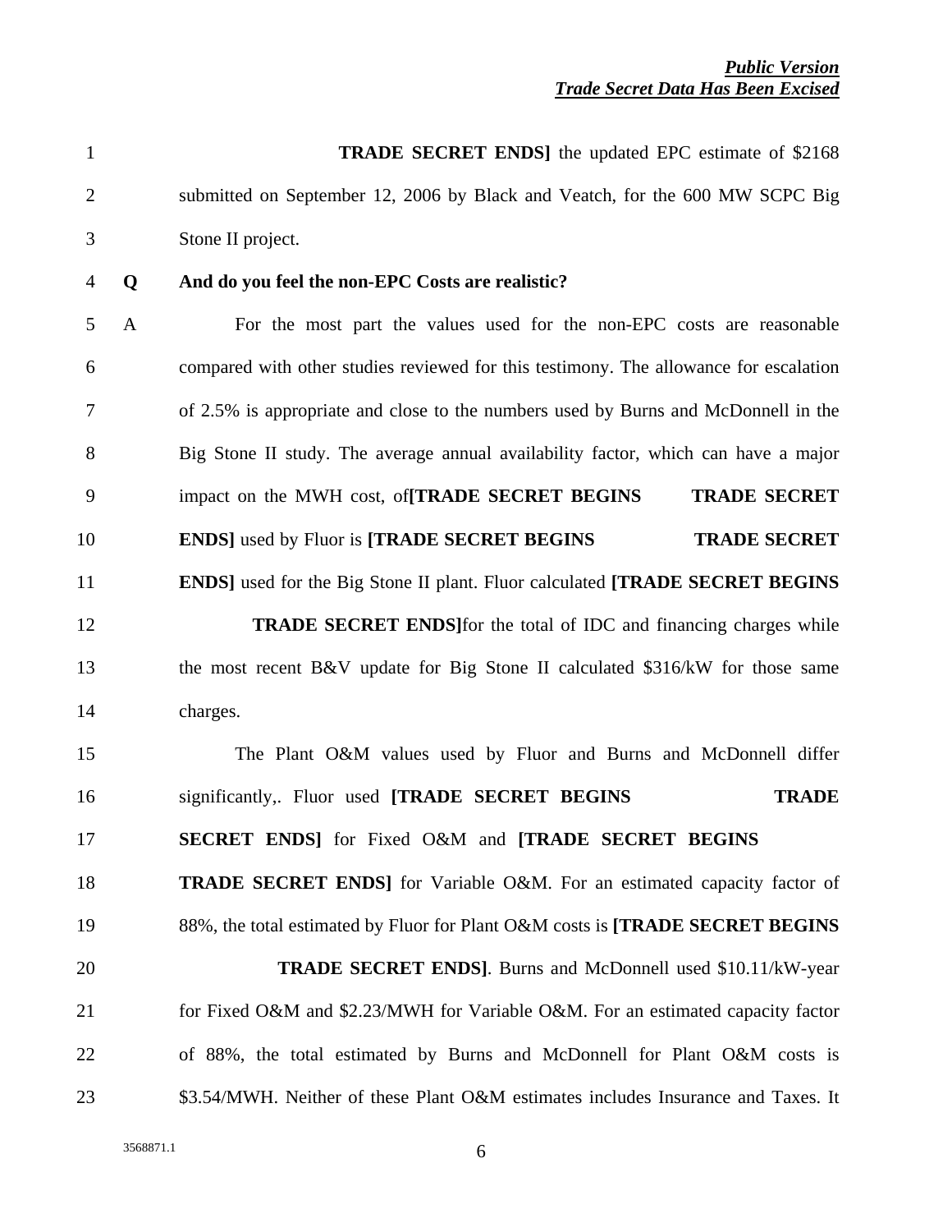**TRADE SECRET ENDS]** the updated EPC estimate of $2168 submitted on September 12, 2006 by Black and Veatch, for the 600 MW SCPC Big Stone II project.

**Q And do you feel the non-EPC Costs are realistic?**

A For the most part the values used for the non-EPC costs are reasonable compared with other studies reviewed for this testimony. The allowance for escalation of 2.5% is appropriate and close to the numbers used by Burns and McDonnell in the Big Stone II study. The average annual availability factor, which can have a major impact on the MWH cost, of**[TRADE SECRET BEGINS TRADE SECRET ENDS]** used by Fluor is **[TRADE SECRET BEGINS TRADE SECRET ENDS]** used for the Big Stone II plant. Fluor calculated **[TRADE SECRET BEGINS TRADE SECRET ENDS]**for the total of IDC and financing charges while the most recent B&V update for Big Stone II calculated $316/kW for those same charges.

The Plant O&M values used by Fluor and Burns and McDonnell differ significantly,. Fluor used **[TRADE SECRET BEGINS TRADE SECRET ENDS]** for Fixed O&M and **[TRADE SECRET BEGINS TRADE SECRET ENDS]** for Variable O&M. For an estimated capacity factor of 88%, the total estimated by Fluor for Plant O&M costs is **[TRADE SECRET BEGINS TRADE SECRET ENDS]**. Burns and McDonnell used $10.11/kW-year for Fixed O&M and $2.23/MWH for Variable O&M. For an estimated capacity factor of 88%, the total estimated by Burns and McDonnell for Plant O&M costs is $3.54/MWH. Neither of these Plant O&M estimates includes Insurance and Taxes. It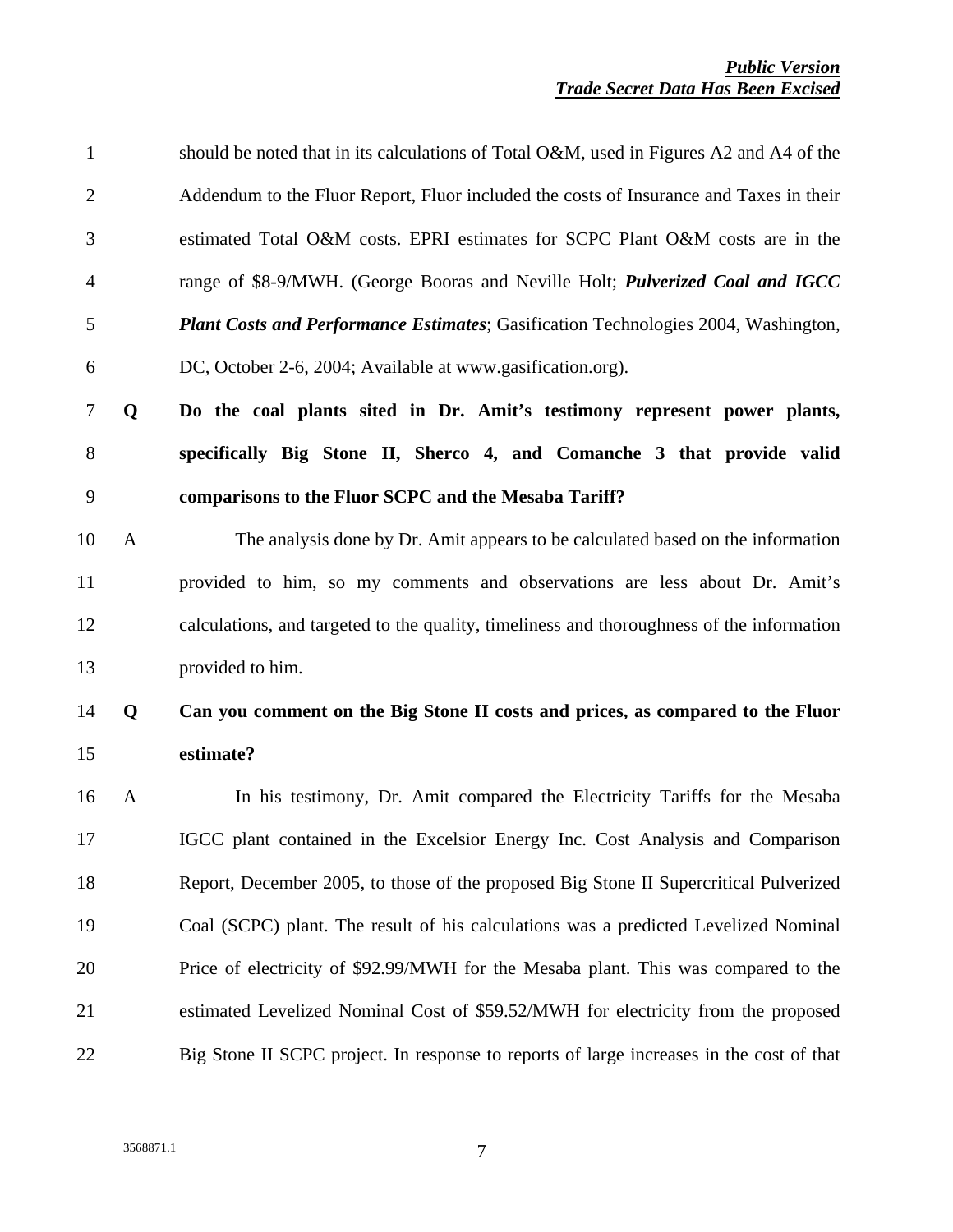should be noted that in its calculations of Total O&M, used in Figures A2 and A4 of the Addendum to the Fluor Report, Fluor included the costs of Insurance and Taxes in their estimated Total O&M costs. EPRI estimates for SCPC Plant O&M costs are in the range of $8-9/MWH. (George Booras and Neville Holt; ***Pulverized Coal and IGCC Plant Costs and Performance Estimates***; Gasification Technologies 2004, Washington, DC, October 2-6, 2004; Available at www.gasification.org).

**Q Do the coal plants sited in Dr. Amit's testimony represent power plants, specifically Big Stone II, Sherco 4, and Comanche 3 that provide valid comparisons to the Fluor SCPC and the Mesaba Tariff?**

A The analysis done by Dr. Amit appears to be calculated based on the information provided to him, so my comments and observations are less about Dr. Amit's calculations, and targeted to the quality, timeliness and thoroughness of the information provided to him.

**Q Can you comment on the Big Stone II costs and prices, as compared to the Fluor estimate?**

A In his testimony, Dr. Amit compared the Electricity Tariffs for the Mesaba IGCC plant contained in the Excelsior Energy Inc. Cost Analysis and Comparison Report, December 2005, to those of the proposed Big Stone II Supercritical Pulverized Coal (SCPC) plant. The result of his calculations was a predicted Levelized Nominal Price of electricity of $92.99/MWH for the Mesaba plant. This was compared to the estimated Levelized Nominal Cost of $59.52/MWH for electricity from the proposed Big Stone II SCPC project. In response to reports of large increases in the cost of that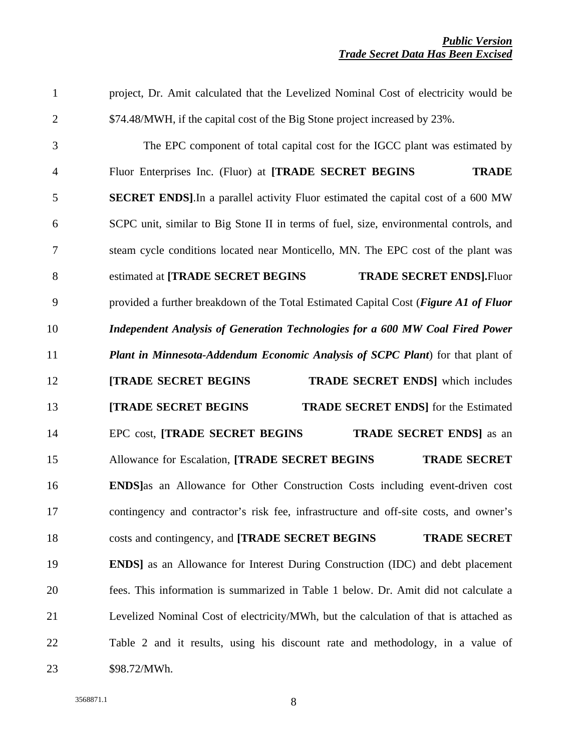project, Dr. Amit calculated that the Levelized Nominal Cost of electricity would be $74.48/MWH, if the capital cost of the Big Stone project increased by 23%.

The EPC component of total capital cost for the IGCC plant was estimated by Fluor Enterprises Inc. (Fluor) at **[TRADE SECRET BEGINS TRADE SECRET ENDS]**.In a parallel activity Fluor estimated the capital cost of a 600 MW SCPC unit, similar to Big Stone II in terms of fuel, size, environmental controls, and steam cycle conditions located near Monticello, MN. The EPC cost of the plant was estimated at **[TRADE SECRET BEGINS TRADE SECRET ENDS].**Fluor provided a further breakdown of the Total Estimated Capital Cost (***Figure A1 of Fluor Independent Analysis of Generation Technologies for a 600 MW Coal Fired Power Plant in Minnesota-Addendum Economic Analysis of SCPC Plant***) for that plant of **[TRADE SECRET BEGINS TRADE SECRET ENDS]** which includes **[TRADE SECRET BEGINS TRADE SECRET ENDS]** for the Estimated EPC cost, **[TRADE SECRET BEGINS TRADE SECRET ENDS]** as an Allowance for Escalation, **[TRADE SECRET BEGINS TRADE SECRET ENDS]**as an Allowance for Other Construction Costs including event-driven cost contingency and contractor's risk fee, infrastructure and off-site costs, and owner's costs and contingency, and **[TRADE SECRET BEGINS TRADE SECRET ENDS]** as an Allowance for Interest During Construction (IDC) and debt placement fees. This information is summarized in Table 1 below. Dr. Amit did not calculate a Levelized Nominal Cost of electricity/MWh, but the calculation of that is attached as Table 2 and it results, using his discount rate and methodology, in a value of $98.72/MWh.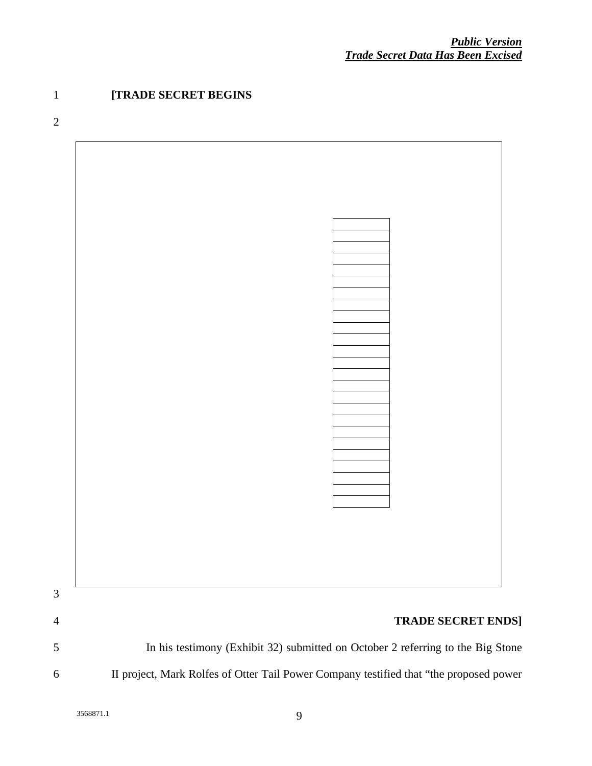**[TRADE SECRET BEGINS**

**TRADE SECRET ENDS]**

In his testimony (Exhibit 32) submitted on October 2 referring to the Big Stone II project, Mark Rolfes of Otter Tail Power Company testified that "the proposed power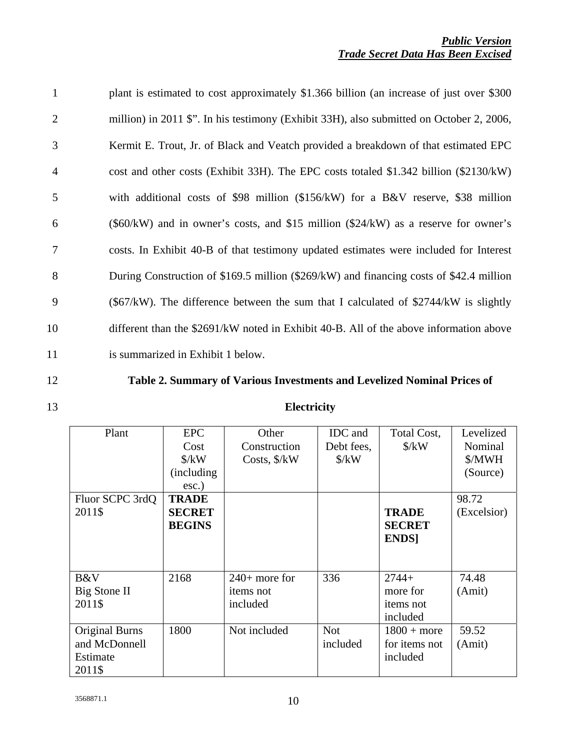plant is estimated to cost approximately $1.366 billion (an increase of just over $300 million) in 2011 $". In his testimony (Exhibit 33H), also submitted on October 2, 2006, Kermit E. Trout, Jr. of Black and Veatch provided a breakdown of that estimated EPC cost and other costs (Exhibit 33H). The EPC costs totaled $1.342 billion ($2130/kW) with additional costs of $98 million ($156/kW) for a B&V reserve, $38 million ($60/kW) and in owner's costs, and $15 million ($24/kW) as a reserve for owner's costs. In Exhibit 40-B of that testimony updated estimates were included for Interest During Construction of $169.5 million ($269/kW) and financing costs of $42.4 million ($67/kW). The difference between the sum that I calculated of $2744/kW is slightly different than the $2691/kW noted in Exhibit 40-B. All of the above information above is summarized in Exhibit 1 below.

**Table 2. Summary of Various Investments and Levelized Nominal Prices of Electricity**

| Plant | EPC Cost $/kW (including esc.) | Other Construction Costs, $/kW | IDC and Debt fees, $/kW | Total Cost, $/kW | Levelized Nominal $/MWH (Source) |
|---|---|---|---|---|---|
| Fluor SCPC 3rdQ 2011$ | **TRADE SECRET BEGINS** | | | **TRADE SECRET ENDS]** | 98.72 (Excelsior) |
| B&V Big Stone II 2011$ | 2168 | 240+ more for items not included | 336 | 2744+ more for items not included | 74.48 (Amit) |
| Original Burns and McDonnell Estimate 2011$ | 1800 | Not included | Not included | 1800 + more for items not included | 59.52 (Amit) |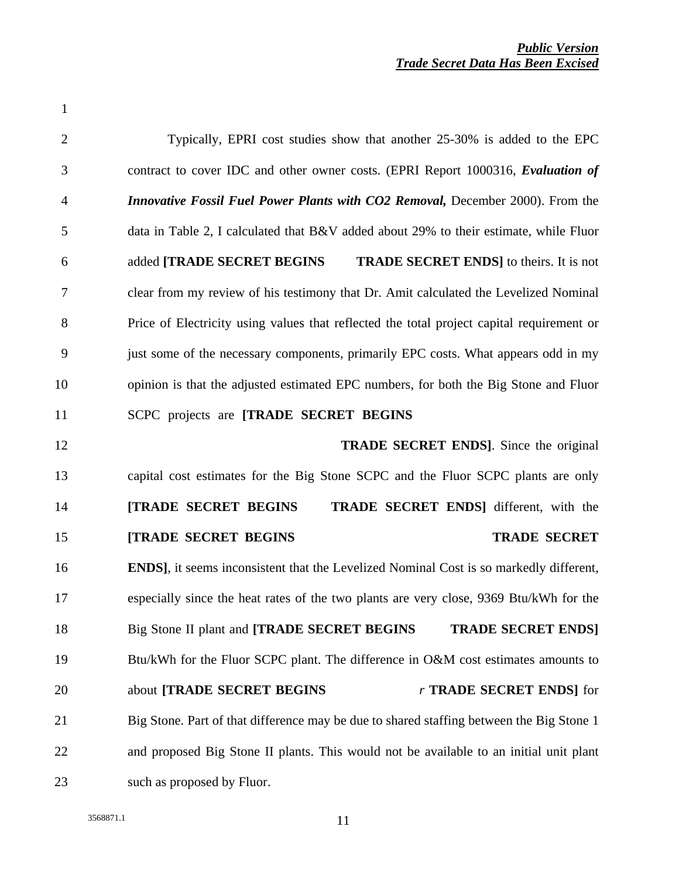Typically, EPRI cost studies show that another 25-30% is added to the EPC contract to cover IDC and other owner costs. (EPRI Report 1000316, ***Evaluation of Innovative Fossil Fuel Power Plants with CO2 Removal,*** December 2000). From the data in Table 2, I calculated that B&V added about 29% to their estimate, while Fluor added **[TRADE SECRET BEGINS TRADE SECRET ENDS]** to theirs. It is not clear from my review of his testimony that Dr. Amit calculated the Levelized Nominal Price of Electricity using values that reflected the total project capital requirement or just some of the necessary components, primarily EPC costs. What appears odd in my opinion is that the adjusted estimated EPC numbers, for both the Big Stone and Fluor SCPC projects are **[TRADE SECRET BEGINS TRADE SECRET ENDS]**. Since the original capital cost estimates for the Big Stone SCPC and the Fluor SCPC plants are only **[TRADE SECRET BEGINS TRADE SECRET ENDS]** different, with the **[TRADE SECRET BEGINS TRADE SECRET ENDS]**, it seems inconsistent that the Levelized Nominal Cost is so markedly different, especially since the heat rates of the two plants are very close, 9369 Btu/kWh for the Big Stone II plant and **[TRADE SECRET BEGINS TRADE SECRET ENDS]** Btu/kWh for the Fluor SCPC plant. The difference in O&M cost estimates amounts to about **[TRADE SECRET BEGINS** *r* **TRADE SECRET ENDS]** for Big Stone. Part of that difference may be due to shared staffing between the Big Stone 1 and proposed Big Stone II plants. This would not be available to an initial unit plant such as proposed by Fluor.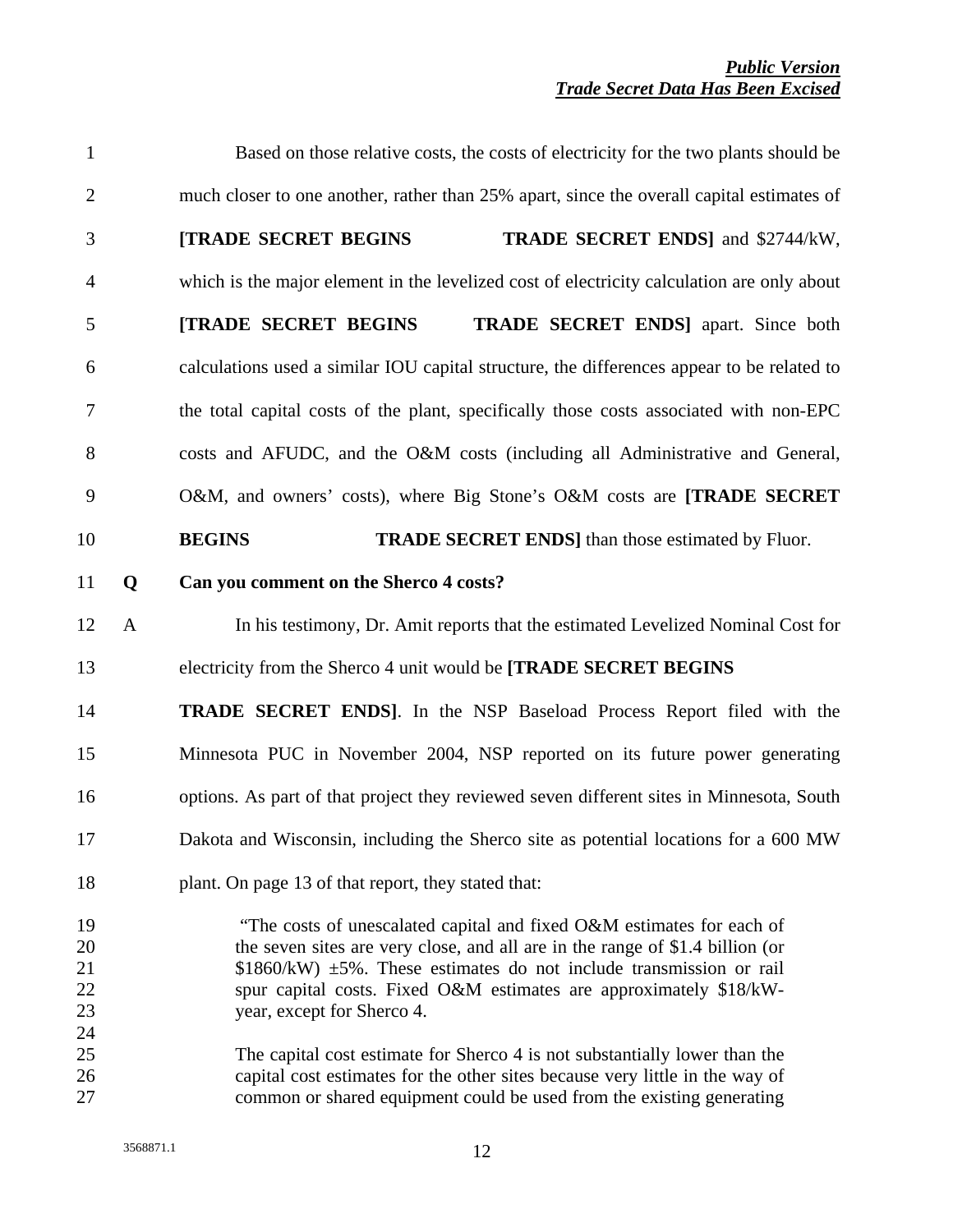Based on those relative costs, the costs of electricity for the two plants should be much closer to one another, rather than 25% apart, since the overall capital estimates of **[TRADE SECRET BEGINS TRADE SECRET ENDS]** and $2744/kW, which is the major element in the levelized cost of electricity calculation are only about **[TRADE SECRET BEGINS TRADE SECRET ENDS]** apart. Since both calculations used a similar IOU capital structure, the differences appear to be related to the total capital costs of the plant, specifically those costs associated with non-EPC costs and AFUDC, and the O&M costs (including all Administrative and General, O&M, and owners' costs), where Big Stone's O&M costs are **[TRADE SECRET BEGINS TRADE SECRET ENDS]** than those estimated by Fluor.

**Q Can you comment on the Sherco 4 costs?**

A In his testimony, Dr. Amit reports that the estimated Levelized Nominal Cost for electricity from the Sherco 4 unit would be **[TRADE SECRET BEGINS TRADE SECRET ENDS]**. In the NSP Baseload Process Report filed with the Minnesota PUC in November 2004, NSP reported on its future power generating options. As part of that project they reviewed seven different sites in Minnesota, South Dakota and Wisconsin, including the Sherco site as potential locations for a 600 MW plant. On page 13 of that report, they stated that:

> "The costs of unescalated capital and fixed O&M estimates for each of the seven sites are very close, and all are in the range of $1.4 billion (or $1860/kW) ±5%. These estimates do not include transmission or rail spur capital costs. Fixed O&M estimates are approximately $18/kW-year, except for Sherco 4.
>
> The capital cost estimate for Sherco 4 is not substantially lower than the capital cost estimates for the other sites because very little in the way of common or shared equipment could be used from the existing generating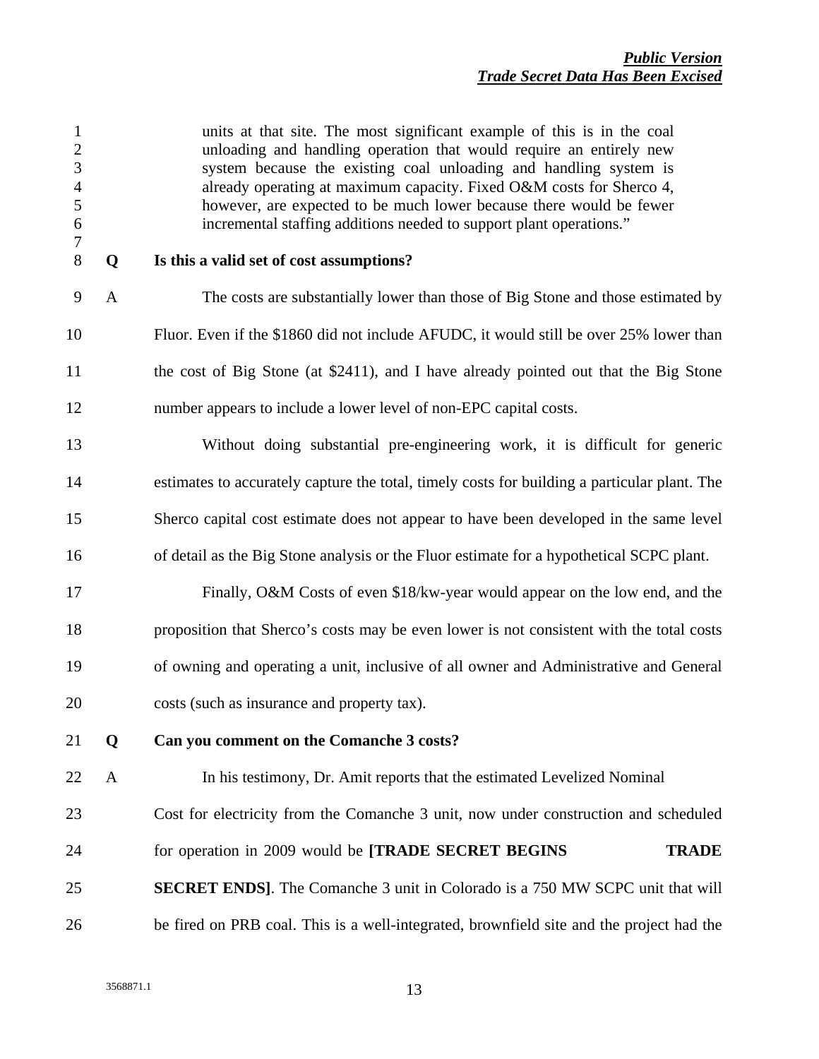> units at that site. The most significant example of this is in the coal unloading and handling operation that would require an entirely new system because the existing coal unloading and handling system is already operating at maximum capacity. Fixed O&M costs for Sherco 4, however, are expected to be much lower because there would be fewer incremental staffing additions needed to support plant operations."

**Q Is this a valid set of cost assumptions?**

A The costs are substantially lower than those of Big Stone and those estimated by Fluor. Even if the $1860 did not include AFUDC, it would still be over 25% lower than the cost of Big Stone (at $2411), and I have already pointed out that the Big Stone number appears to include a lower level of non-EPC capital costs.

Without doing substantial pre-engineering work, it is difficult for generic estimates to accurately capture the total, timely costs for building a particular plant. The Sherco capital cost estimate does not appear to have been developed in the same level of detail as the Big Stone analysis or the Fluor estimate for a hypothetical SCPC plant.

Finally, O&M Costs of even $18/kw-year would appear on the low end, and the proposition that Sherco's costs may be even lower is not consistent with the total costs of owning and operating a unit, inclusive of all owner and Administrative and General costs (such as insurance and property tax).

**Q Can you comment on the Comanche 3 costs?**

A In his testimony, Dr. Amit reports that the estimated Levelized Nominal Cost for electricity from the Comanche 3 unit, now under construction and scheduled for operation in 2009 would be **[TRADE SECRET BEGINS TRADE SECRET ENDS]**. The Comanche 3 unit in Colorado is a 750 MW SCPC unit that will be fired on PRB coal. This is a well-integrated, brownfield site and the project had the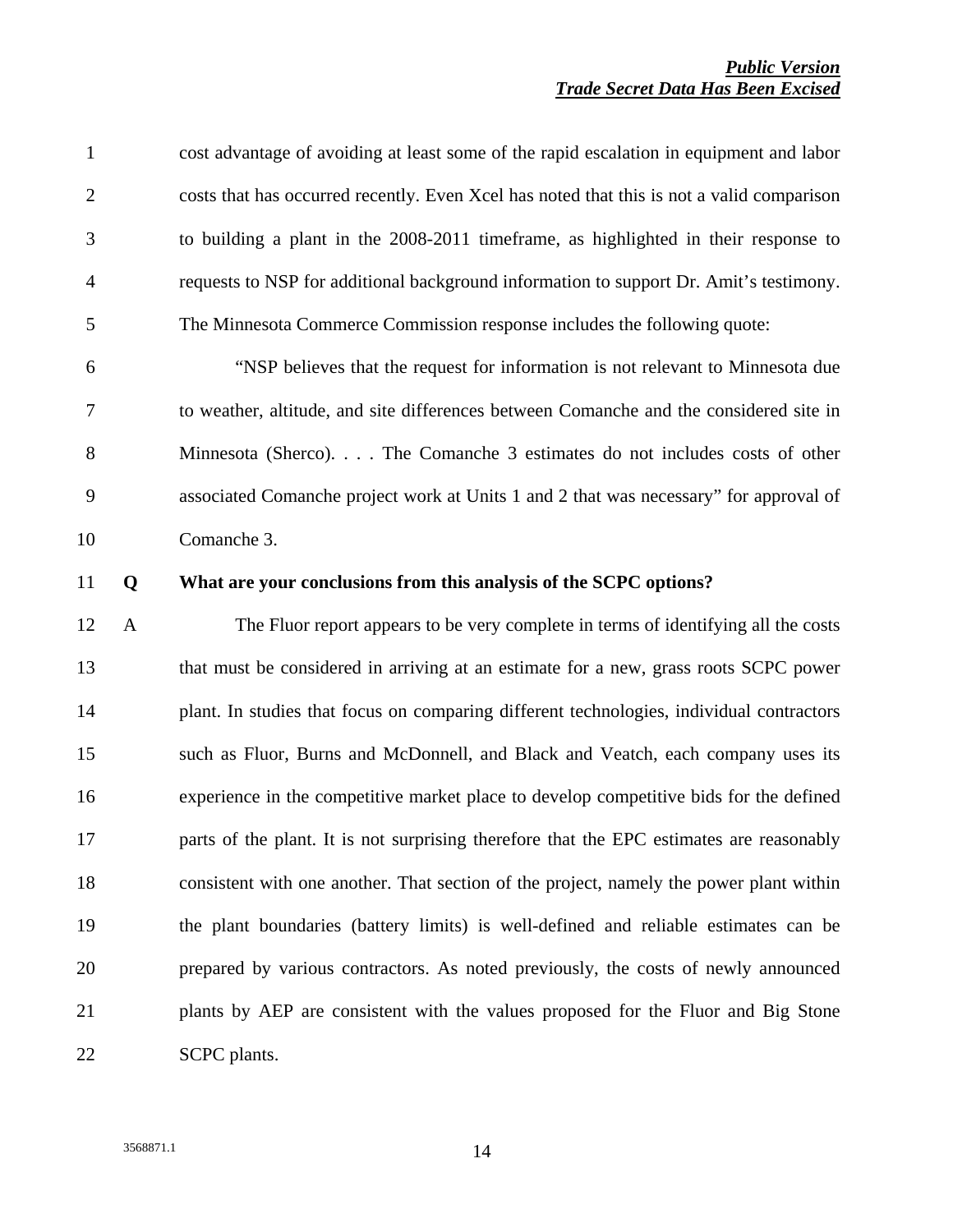cost advantage of avoiding at least some of the rapid escalation in equipment and labor costs that has occurred recently. Even Xcel has noted that this is not a valid comparison to building a plant in the 2008-2011 timeframe, as highlighted in their response to requests to NSP for additional background information to support Dr. Amit's testimony. The Minnesota Commerce Commission response includes the following quote:

"NSP believes that the request for information is not relevant to Minnesota due to weather, altitude, and site differences between Comanche and the considered site in Minnesota (Sherco). . . . The Comanche 3 estimates do not includes costs of other associated Comanche project work at Units 1 and 2 that was necessary" for approval of Comanche 3.

**Q What are your conclusions from this analysis of the SCPC options?**

A The Fluor report appears to be very complete in terms of identifying all the costs that must be considered in arriving at an estimate for a new, grass roots SCPC power plant. In studies that focus on comparing different technologies, individual contractors such as Fluor, Burns and McDonnell, and Black and Veatch, each company uses its experience in the competitive market place to develop competitive bids for the defined parts of the plant. It is not surprising therefore that the EPC estimates are reasonably consistent with one another. That section of the project, namely the power plant within the plant boundaries (battery limits) is well-defined and reliable estimates can be prepared by various contractors. As noted previously, the costs of newly announced plants by AEP are consistent with the values proposed for the Fluor and Big Stone SCPC plants.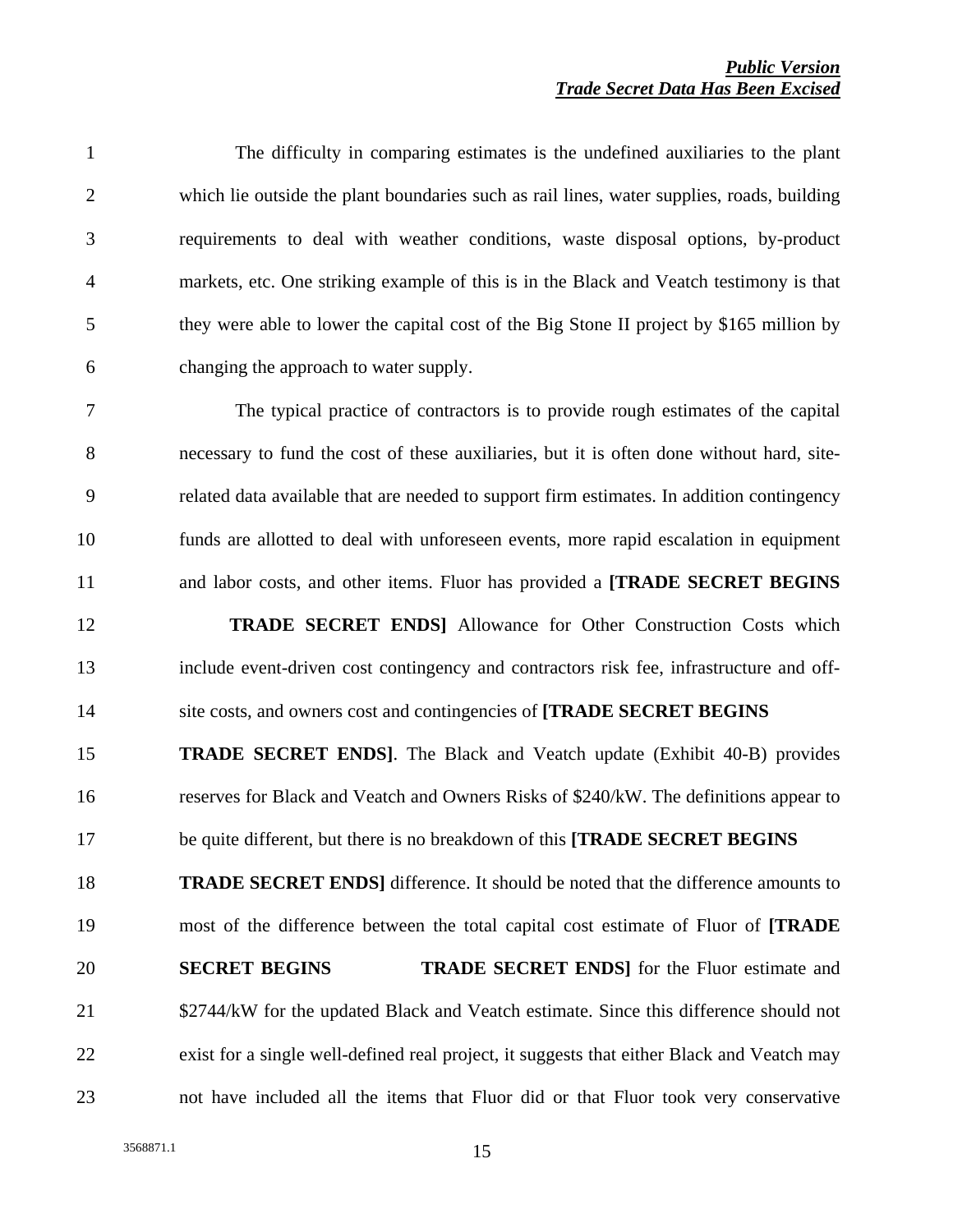*Public Version*
*Trade Secret Data Has Been Excised*

The difficulty in comparing estimates is the undefined auxiliaries to the plant which lie outside the plant boundaries such as rail lines, water supplies, roads, building requirements to deal with weather conditions, waste disposal options, by-product markets, etc. One striking example of this is in the Black and Veatch testimony is that they were able to lower the capital cost of the Big Stone II project by $165 million by changing the approach to water supply.

The typical practice of contractors is to provide rough estimates of the capital necessary to fund the cost of these auxiliaries, but it is often done without hard, site-related data available that are needed to support firm estimates. In addition contingency funds are allotted to deal with unforeseen events, more rapid escalation in equipment and labor costs, and other items. Fluor has provided a **[TRADE SECRET BEGINS TRADE SECRET ENDS]** Allowance for Other Construction Costs which include event-driven cost contingency and contractors risk fee, infrastructure and off-site costs, and owners cost and contingencies of **[TRADE SECRET BEGINS TRADE SECRET ENDS]**. The Black and Veatch update (Exhibit 40-B) provides reserves for Black and Veatch and Owners Risks of $240/kW. The definitions appear to be quite different, but there is no breakdown of this **[TRADE SECRET BEGINS TRADE SECRET ENDS]** difference. It should be noted that the difference amounts to most of the difference between the total capital cost estimate of Fluor of **[TRADE SECRET BEGINS TRADE SECRET ENDS]** for the Fluor estimate and $2744/kW for the updated Black and Veatch estimate. Since this difference should not exist for a single well-defined real project, it suggests that either Black and Veatch may not have included all the items that Fluor did or that Fluor took very conservative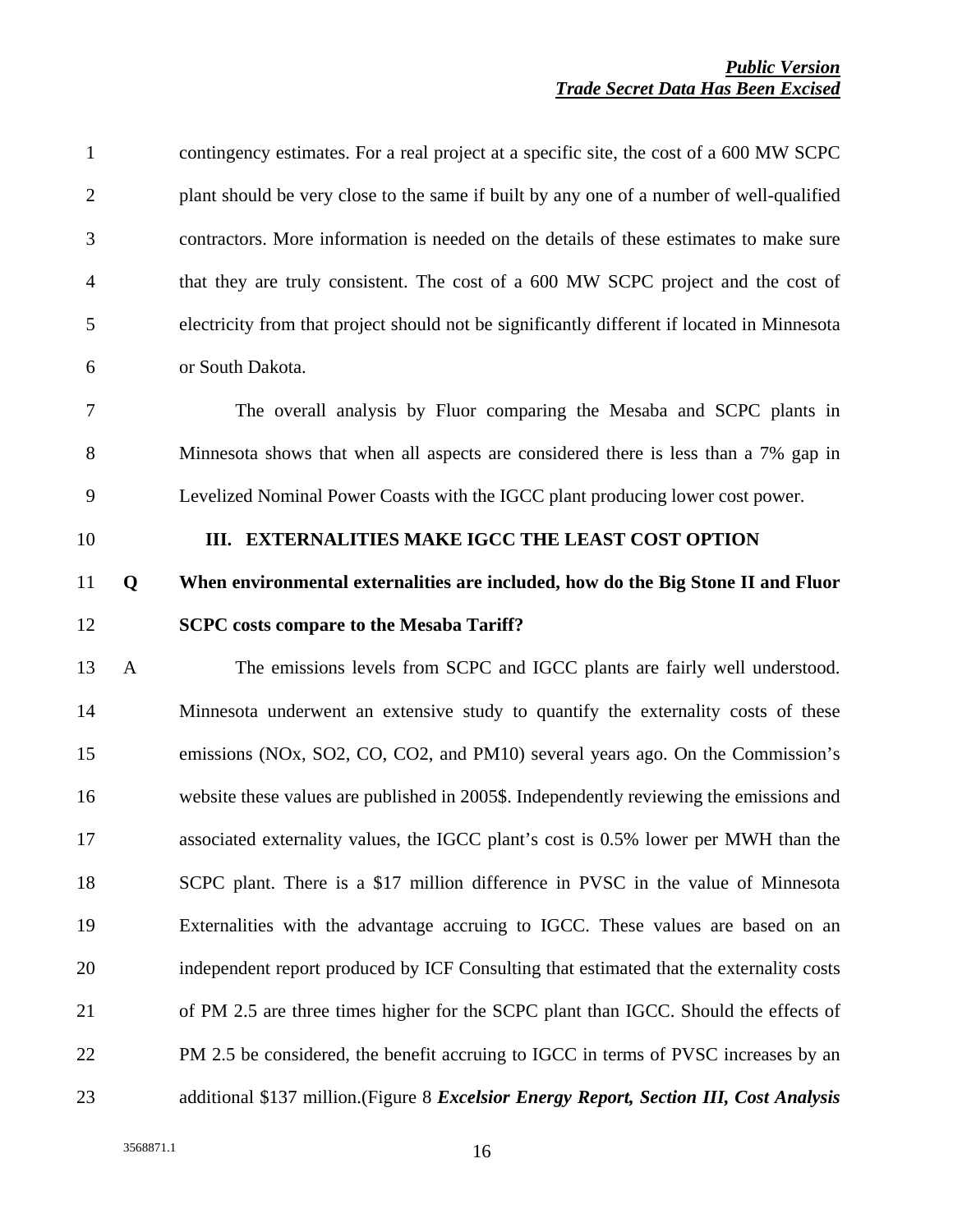contingency estimates. For a real project at a specific site, the cost of a 600 MW SCPC plant should be very close to the same if built by any one of a number of well-qualified contractors. More information is needed on the details of these estimates to make sure that they are truly consistent. The cost of a 600 MW SCPC project and the cost of electricity from that project should not be significantly different if located in Minnesota or South Dakota.

The overall analysis by Fluor comparing the Mesaba and SCPC plants in Minnesota shows that when all aspects are considered there is less than a 7% gap in Levelized Nominal Power Coasts with the IGCC plant producing lower cost power.

## III. EXTERNALITIES MAKE IGCC THE LEAST COST OPTION

**Q When environmental externalities are included, how do the Big Stone II and Fluor SCPC costs compare to the Mesaba Tariff?**

A The emissions levels from SCPC and IGCC plants are fairly well understood. Minnesota underwent an extensive study to quantify the externality costs of these emissions (NOx, SO2, CO, CO2, and PM10) several years ago. On the Commission's website these values are published in 2005$. Independently reviewing the emissions and associated externality values, the IGCC plant's cost is 0.5% lower per MWH than the SCPC plant. There is a $17 million difference in PVSC in the value of Minnesota Externalities with the advantage accruing to IGCC. These values are based on an independent report produced by ICF Consulting that estimated that the externality costs of PM 2.5 are three times higher for the SCPC plant than IGCC. Should the effects of PM 2.5 be considered, the benefit accruing to IGCC in terms of PVSC increases by an additional $137 million.(Figure 8 ***Excelsior Energy Report, Section III, Cost Analysis***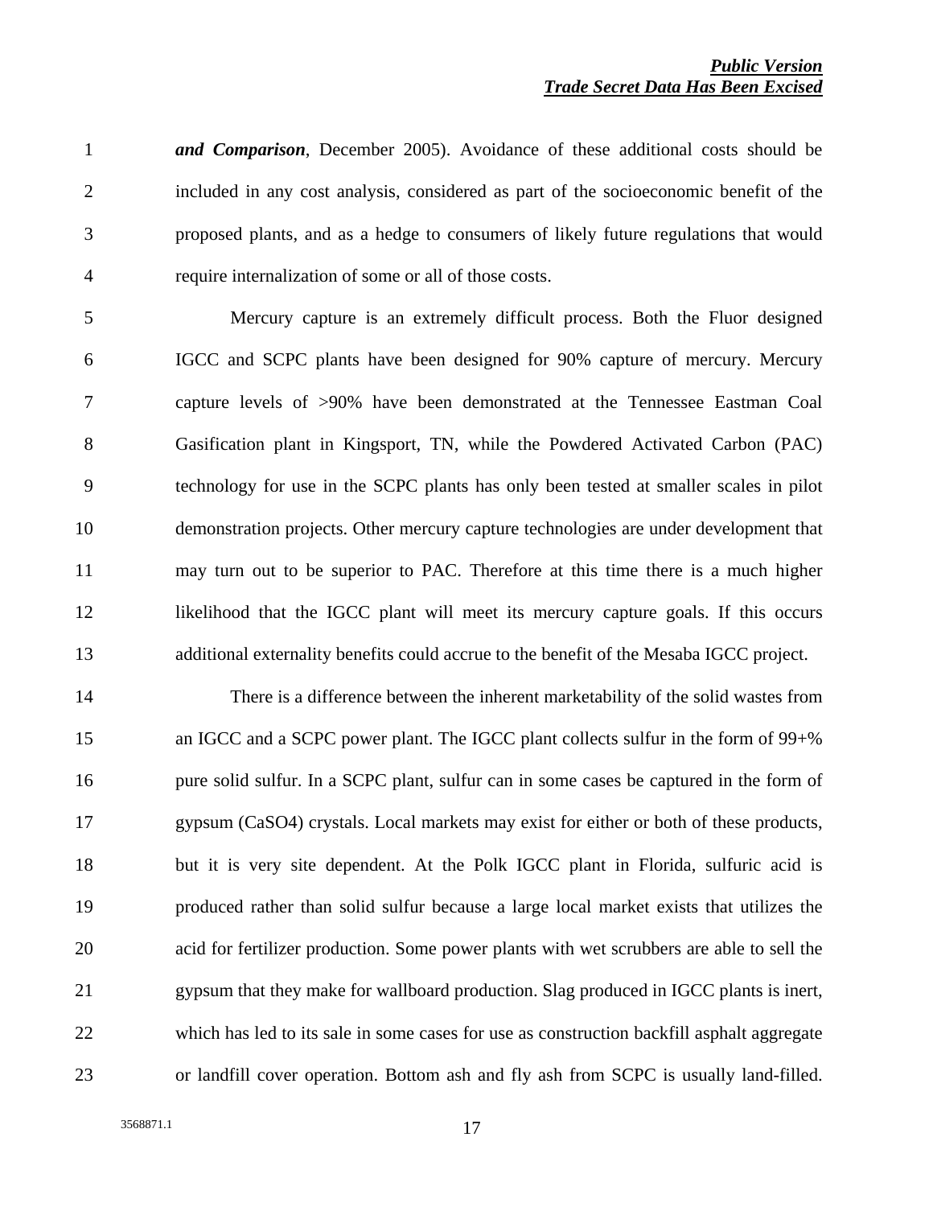***and Comparison***, December 2005). Avoidance of these additional costs should be included in any cost analysis, considered as part of the socioeconomic benefit of the proposed plants, and as a hedge to consumers of likely future regulations that would require internalization of some or all of those costs.

Mercury capture is an extremely difficult process. Both the Fluor designed IGCC and SCPC plants have been designed for 90% capture of mercury. Mercury capture levels of >90% have been demonstrated at the Tennessee Eastman Coal Gasification plant in Kingsport, TN, while the Powdered Activated Carbon (PAC) technology for use in the SCPC plants has only been tested at smaller scales in pilot demonstration projects. Other mercury capture technologies are under development that may turn out to be superior to PAC. Therefore at this time there is a much higher likelihood that the IGCC plant will meet its mercury capture goals. If this occurs additional externality benefits could accrue to the benefit of the Mesaba IGCC project.

There is a difference between the inherent marketability of the solid wastes from an IGCC and a SCPC power plant. The IGCC plant collects sulfur in the form of 99+% pure solid sulfur. In a SCPC plant, sulfur can in some cases be captured in the form of gypsum ($CaSO_4$) crystals. Local markets may exist for either or both of these products, but it is very site dependent. At the Polk IGCC plant in Florida, sulfuric acid is produced rather than solid sulfur because a large local market exists that utilizes the acid for fertilizer production. Some power plants with wet scrubbers are able to sell the gypsum that they make for wallboard production. Slag produced in IGCC plants is inert, which has led to its sale in some cases for use as construction backfill asphalt aggregate or landfill cover operation. Bottom ash and fly ash from SCPC is usually land-filled.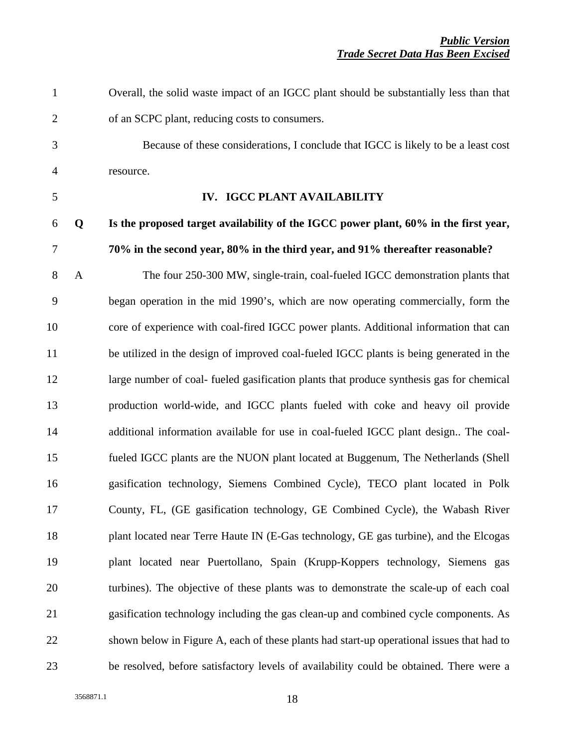Overall, the solid waste impact of an IGCC plant should be substantially less than that of an SCPC plant, reducing costs to consumers.

Because of these considerations, I conclude that IGCC is likely to be a least cost resource.

## IV. IGCC PLANT AVAILABILITY

**Q Is the proposed target availability of the IGCC power plant, 60% in the first year, 70% in the second year, 80% in the third year, and 91% thereafter reasonable?**

A The four 250-300 MW, single-train, coal-fueled IGCC demonstration plants that began operation in the mid 1990's, which are now operating commercially, form the core of experience with coal-fired IGCC power plants. Additional information that can be utilized in the design of improved coal-fueled IGCC plants is being generated in the large number of coal- fueled gasification plants that produce synthesis gas for chemical production world-wide, and IGCC plants fueled with coke and heavy oil provide additional information available for use in coal-fueled IGCC plant design.. The coal-fueled IGCC plants are the NUON plant located at Buggenum, The Netherlands (Shell gasification technology, Siemens Combined Cycle), TECO plant located in Polk County, FL, (GE gasification technology, GE Combined Cycle), the Wabash River plant located near Terre Haute IN (E-Gas technology, GE gas turbine), and the Elcogas plant located near Puertollano, Spain (Krupp-Koppers technology, Siemens gas turbines). The objective of these plants was to demonstrate the scale-up of each coal gasification technology including the gas clean-up and combined cycle components. As shown below in Figure A, each of these plants had start-up operational issues that had to be resolved, before satisfactory levels of availability could be obtained. There were a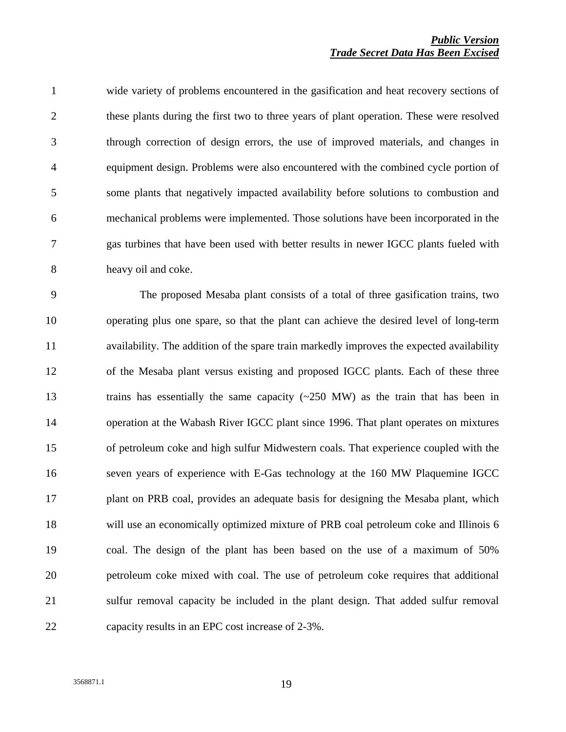wide variety of problems encountered in the gasification and heat recovery sections of these plants during the first two to three years of plant operation. These were resolved through correction of design errors, the use of improved materials, and changes in equipment design. Problems were also encountered with the combined cycle portion of some plants that negatively impacted availability before solutions to combustion and mechanical problems were implemented. Those solutions have been incorporated in the gas turbines that have been used with better results in newer IGCC plants fueled with heavy oil and coke.

The proposed Mesaba plant consists of a total of three gasification trains, two operating plus one spare, so that the plant can achieve the desired level of long-term availability. The addition of the spare train markedly improves the expected availability of the Mesaba plant versus existing and proposed IGCC plants. Each of these three trains has essentially the same capacity (~250 MW) as the train that has been in operation at the Wabash River IGCC plant since 1996. That plant operates on mixtures of petroleum coke and high sulfur Midwestern coals. That experience coupled with the seven years of experience with E-Gas technology at the 160 MW Plaquemine IGCC plant on PRB coal, provides an adequate basis for designing the Mesaba plant, which will use an economically optimized mixture of PRB coal petroleum coke and Illinois 6 coal. The design of the plant has been based on the use of a maximum of 50% petroleum coke mixed with coal. The use of petroleum coke requires that additional sulfur removal capacity be included in the plant design. That added sulfur removal capacity results in an EPC cost increase of 2-3%.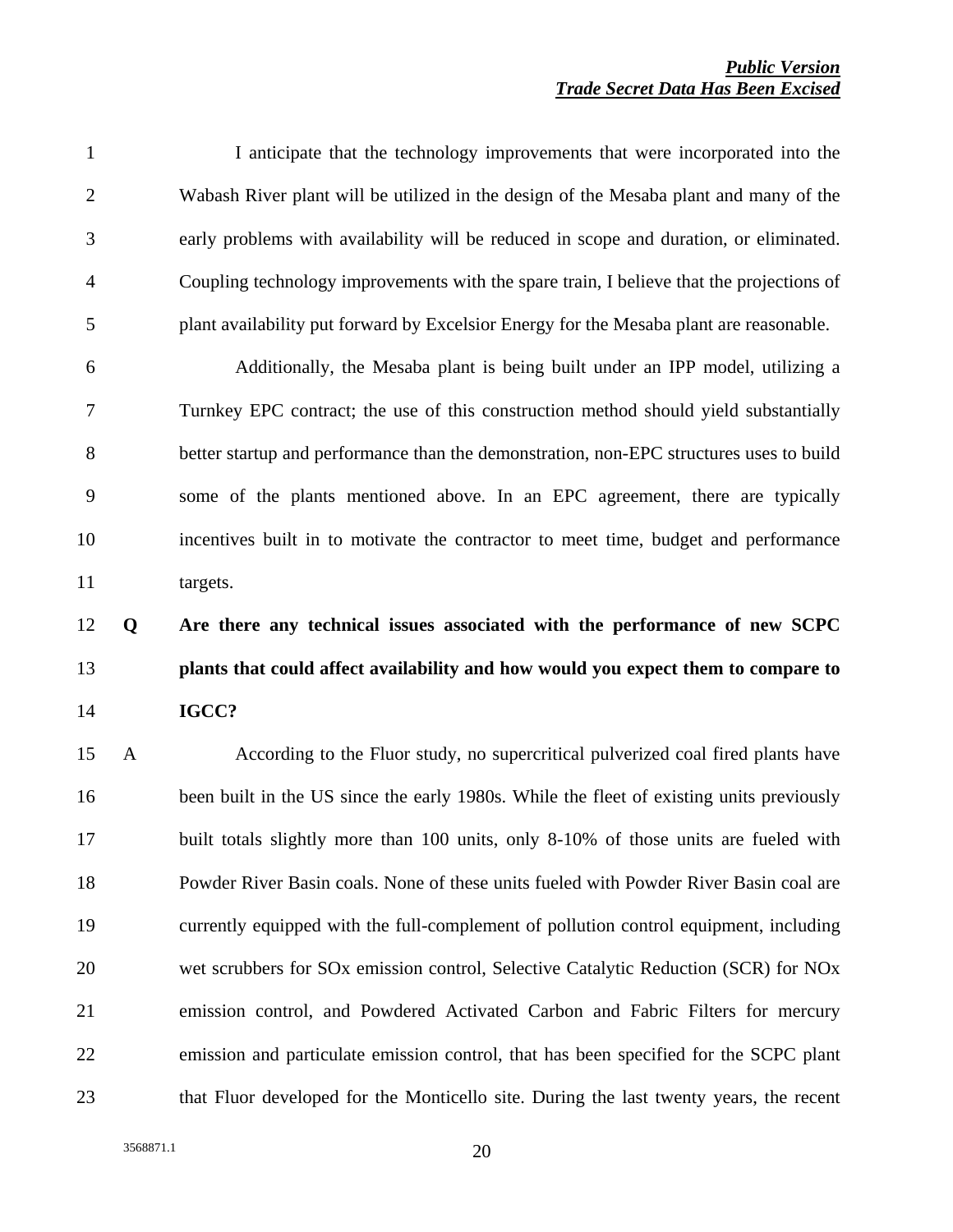I anticipate that the technology improvements that were incorporated into the Wabash River plant will be utilized in the design of the Mesaba plant and many of the early problems with availability will be reduced in scope and duration, or eliminated. Coupling technology improvements with the spare train, I believe that the projections of plant availability put forward by Excelsior Energy for the Mesaba plant are reasonable.

Additionally, the Mesaba plant is being built under an IPP model, utilizing a Turnkey EPC contract; the use of this construction method should yield substantially better startup and performance than the demonstration, non-EPC structures uses to build some of the plants mentioned above. In an EPC agreement, there are typically incentives built in to motivate the contractor to meet time, budget and performance targets.

**Q Are there any technical issues associated with the performance of new SCPC plants that could affect availability and how would you expect them to compare to IGCC?**

A According to the Fluor study, no supercritical pulverized coal fired plants have been built in the US since the early 1980s. While the fleet of existing units previously built totals slightly more than 100 units, only 8-10% of those units are fueled with Powder River Basin coals. None of these units fueled with Powder River Basin coal are currently equipped with the full-complement of pollution control equipment, including wet scrubbers for SOx emission control, Selective Catalytic Reduction (SCR) for NOx emission control, and Powdered Activated Carbon and Fabric Filters for mercury emission and particulate emission control, that has been specified for the SCPC plant that Fluor developed for the Monticello site. During the last twenty years, the recent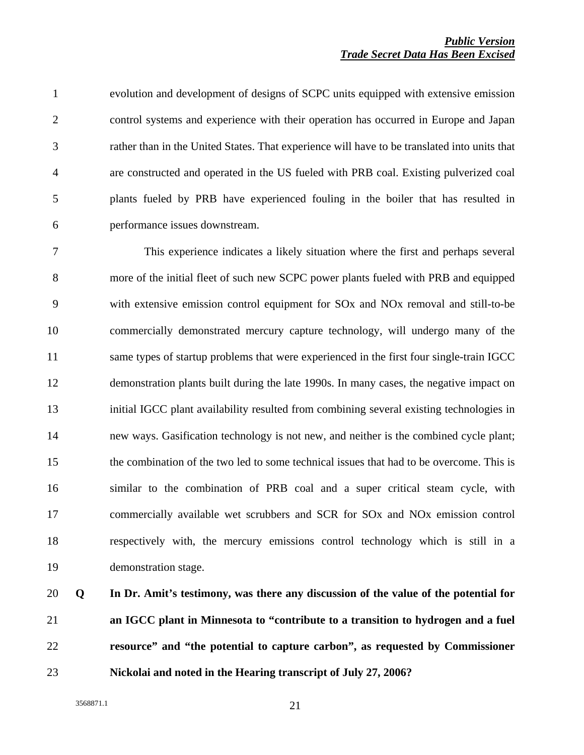evolution and development of designs of SCPC units equipped with extensive emission control systems and experience with their operation has occurred in Europe and Japan rather than in the United States. That experience will have to be translated into units that are constructed and operated in the US fueled with PRB coal. Existing pulverized coal plants fueled by PRB have experienced fouling in the boiler that has resulted in performance issues downstream.

This experience indicates a likely situation where the first and perhaps several more of the initial fleet of such new SCPC power plants fueled with PRB and equipped with extensive emission control equipment for SOx and NOx removal and still-to-be commercially demonstrated mercury capture technology, will undergo many of the same types of startup problems that were experienced in the first four single-train IGCC demonstration plants built during the late 1990s. In many cases, the negative impact on initial IGCC plant availability resulted from combining several existing technologies in new ways. Gasification technology is not new, and neither is the combined cycle plant; the combination of the two led to some technical issues that had to be overcome. This is similar to the combination of PRB coal and a super critical steam cycle, with commercially available wet scrubbers and SCR for SOx and NOx emission control respectively with, the mercury emissions control technology which is still in a demonstration stage.

**Q In Dr. Amit's testimony, was there any discussion of the value of the potential for an IGCC plant in Minnesota to "contribute to a transition to hydrogen and a fuel resource" and "the potential to capture carbon", as requested by Commissioner Nickolai and noted in the Hearing transcript of July 27, 2006?**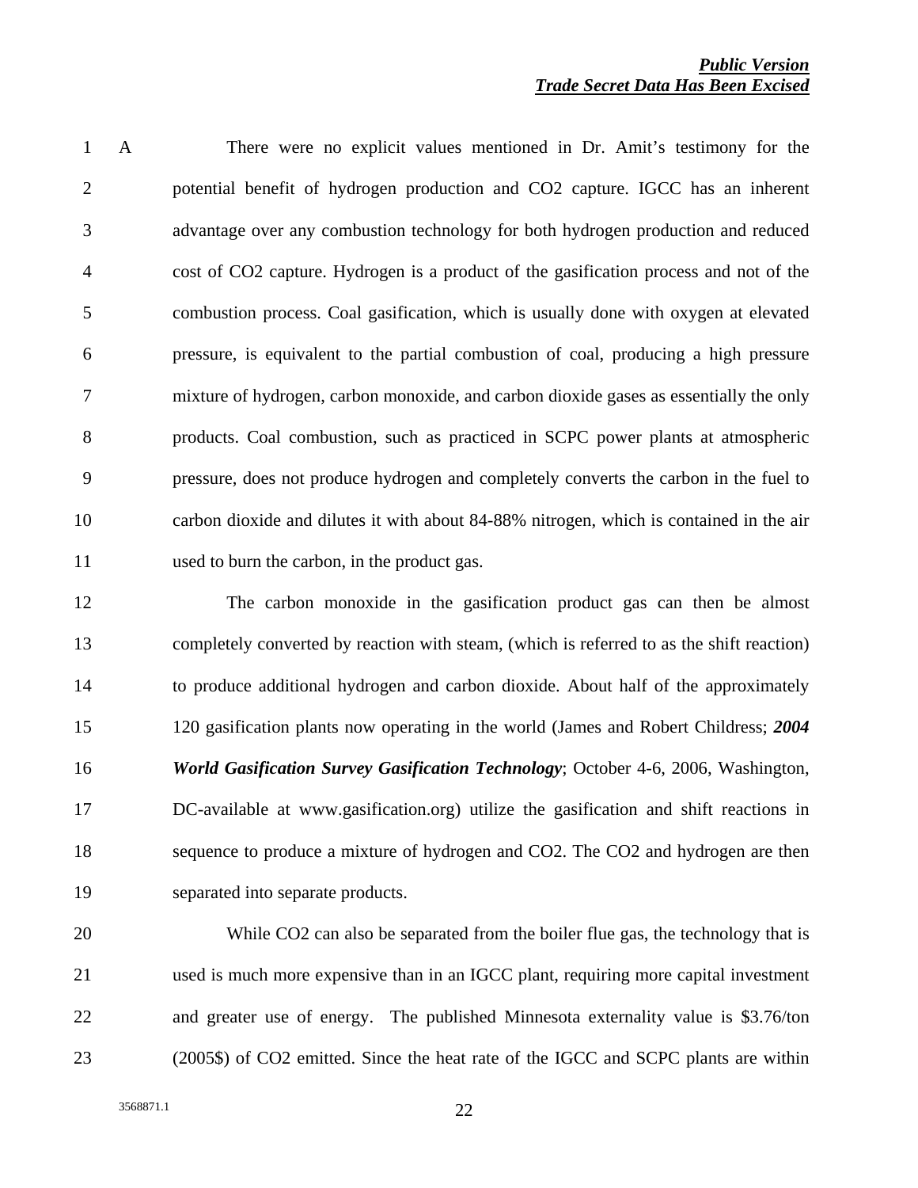A There were no explicit values mentioned in Dr. Amit's testimony for the potential benefit of hydrogen production and $CO_2$ capture. IGCC has an inherent advantage over any combustion technology for both hydrogen production and reduced cost of $CO_2$ capture. Hydrogen is a product of the gasification process and not of the combustion process. Coal gasification, which is usually done with oxygen at elevated pressure, is equivalent to the partial combustion of coal, producing a high pressure mixture of hydrogen, carbon monoxide, and carbon dioxide gases as essentially the only products. Coal combustion, such as practiced in SCPC power plants at atmospheric pressure, does not produce hydrogen and completely converts the carbon in the fuel to carbon dioxide and dilutes it with about 84-88% nitrogen, which is contained in the air used to burn the carbon, in the product gas.

The carbon monoxide in the gasification product gas can then be almost completely converted by reaction with steam, (which is referred to as the shift reaction) to produce additional hydrogen and carbon dioxide. About half of the approximately 120 gasification plants now operating in the world (James and Robert Childress; ***2004 World Gasification Survey Gasification Technology***; October 4-6, 2006, Washington, DC-available at www.gasification.org) utilize the gasification and shift reactions in sequence to produce a mixture of hydrogen and $CO_2$. The $CO_2$ and hydrogen are then separated into separate products.

While $CO_2$ can also be separated from the boiler flue gas, the technology that is used is much more expensive than in an IGCC plant, requiring more capital investment and greater use of energy. The published Minnesota externality value is \$3.76/ton (2005\$) of $CO_2$ emitted. Since the heat rate of the IGCC and SCPC plants are within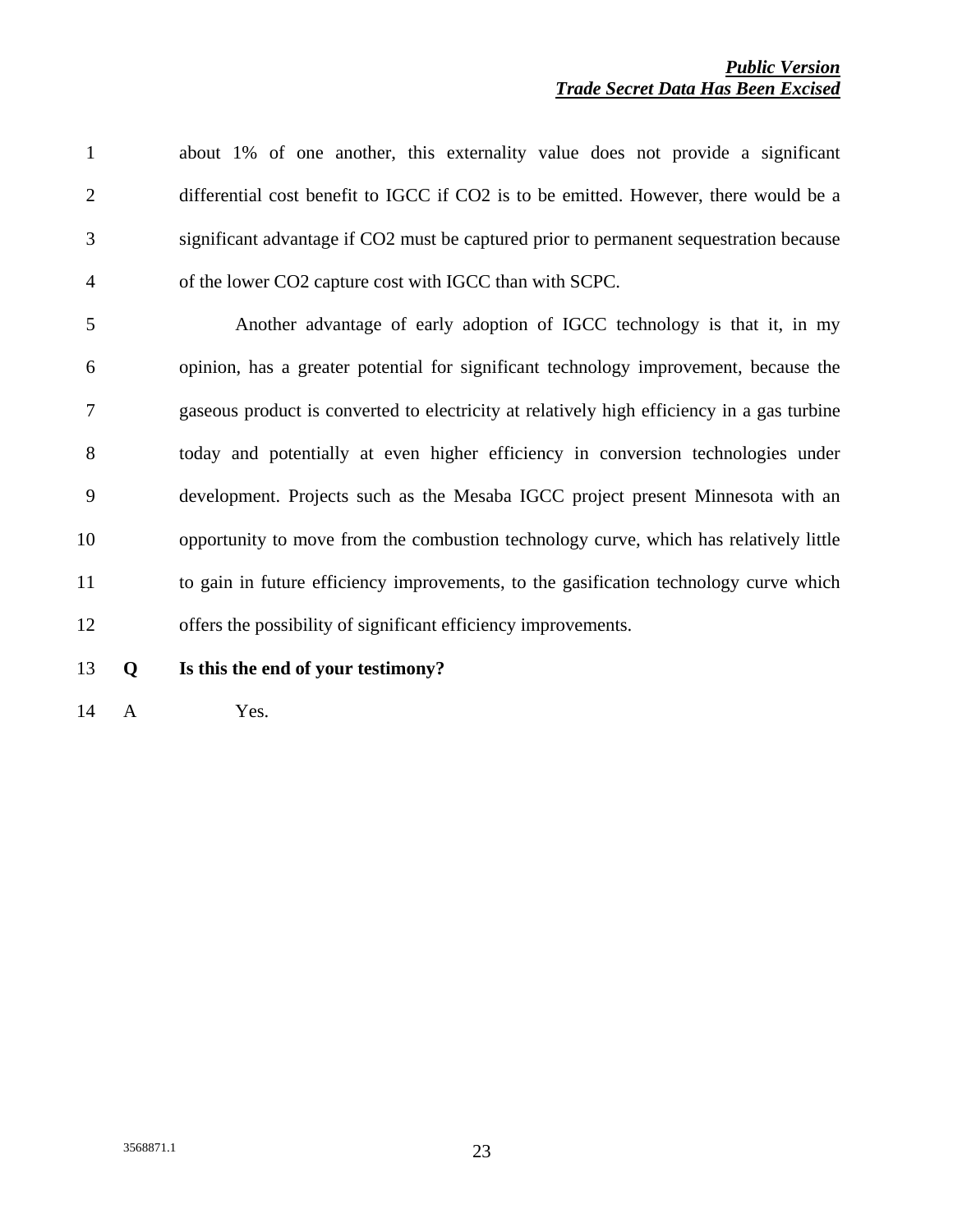about 1% of one another, this externality value does not provide a significant differential cost benefit to IGCC if $CO_2$ is to be emitted. However, there would be a significant advantage if $CO_2$ must be captured prior to permanent sequestration because of the lower $CO_2$ capture cost with IGCC than with SCPC.

Another advantage of early adoption of IGCC technology is that it, in my opinion, has a greater potential for significant technology improvement, because the gaseous product is converted to electricity at relatively high efficiency in a gas turbine today and potentially at even higher efficiency in conversion technologies under development. Projects such as the Mesaba IGCC project present Minnesota with an opportunity to move from the combustion technology curve, which has relatively little to gain in future efficiency improvements, to the gasification technology curve which offers the possibility of significant efficiency improvements.

**Q Is this the end of your testimony?**

A Yes.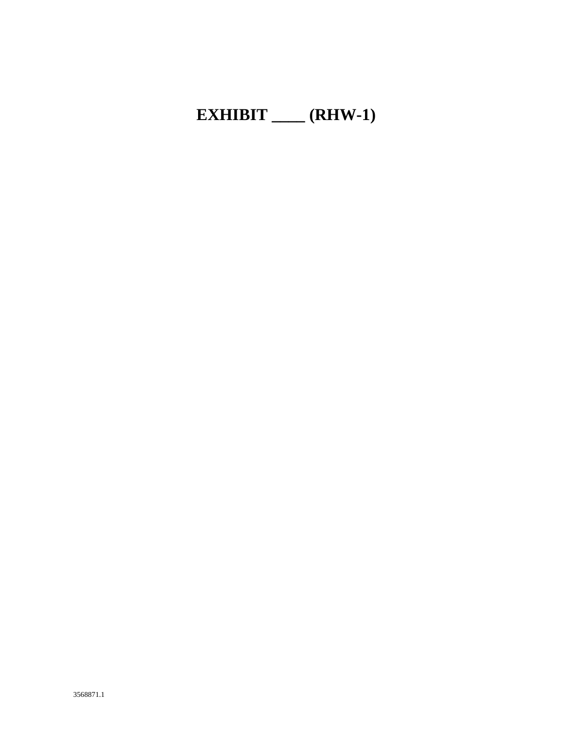# EXHIBIT ____ (RHW-1)

3568871.1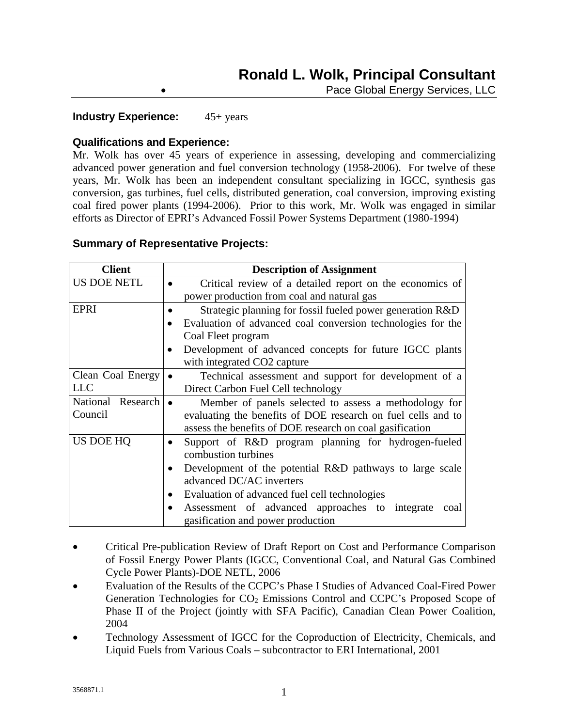# Ronald L. Wolk, Principal Consultant

Pace Global Energy Services, LLC

**Industry Experience:** 45+ years

### Qualifications and Experience:

Mr. Wolk has over 45 years of experience in assessing, developing and commercializing advanced power generation and fuel conversion technology (1958-2006). For twelve of these years, Mr. Wolk has been an independent consultant specializing in IGCC, synthesis gas conversion, gas turbines, fuel cells, distributed generation, coal conversion, improving existing coal fired power plants (1994-2006). Prior to this work, Mr. Wolk was engaged in similar efforts as Director of EPRI's Advanced Fossil Power Systems Department (1980-1994)

### Summary of Representative Projects:

| Client | Description of Assignment |
| --- | --- |
| US DOE NETL | • Critical review of a detailed report on the economics of power production from coal and natural gas |
| EPRI | • Strategic planning for fossil fueled power generation R&D<br>• Evaluation of advanced coal conversion technologies for the Coal Fleet program<br>• Development of advanced concepts for future IGCC plants with integrated CO2 capture |
| Clean Coal Energy LLC | • Technical assessment and support for development of a Direct Carbon Fuel Cell technology |
| National Research Council | • Member of panels selected to assess a methodology for evaluating the benefits of DOE research on fuel cells and to assess the benefits of DOE research on coal gasification |
| US DOE HQ | • Support of R&D program planning for hydrogen-fueled combustion turbines<br>• Development of the potential R&D pathways to large scale advanced DC/AC inverters<br>• Evaluation of advanced fuel cell technologies<br>• Assessment of advanced approaches to integrate coal gasification and power production |

- Critical Pre-publication Review of Draft Report on Cost and Performance Comparison of Fossil Energy Power Plants (IGCC, Conventional Coal, and Natural Gas Combined Cycle Power Plants)-DOE NETL, 2006
- Evaluation of the Results of the CCPC's Phase I Studies of Advanced Coal-Fired Power Generation Technologies for $CO_2$ Emissions Control and CCPC's Proposed Scope of Phase II of the Project (jointly with SFA Pacific), Canadian Clean Power Coalition, 2004
- Technology Assessment of IGCC for the Coproduction of Electricity, Chemicals, and Liquid Fuels from Various Coals – subcontractor to ERI International, 2001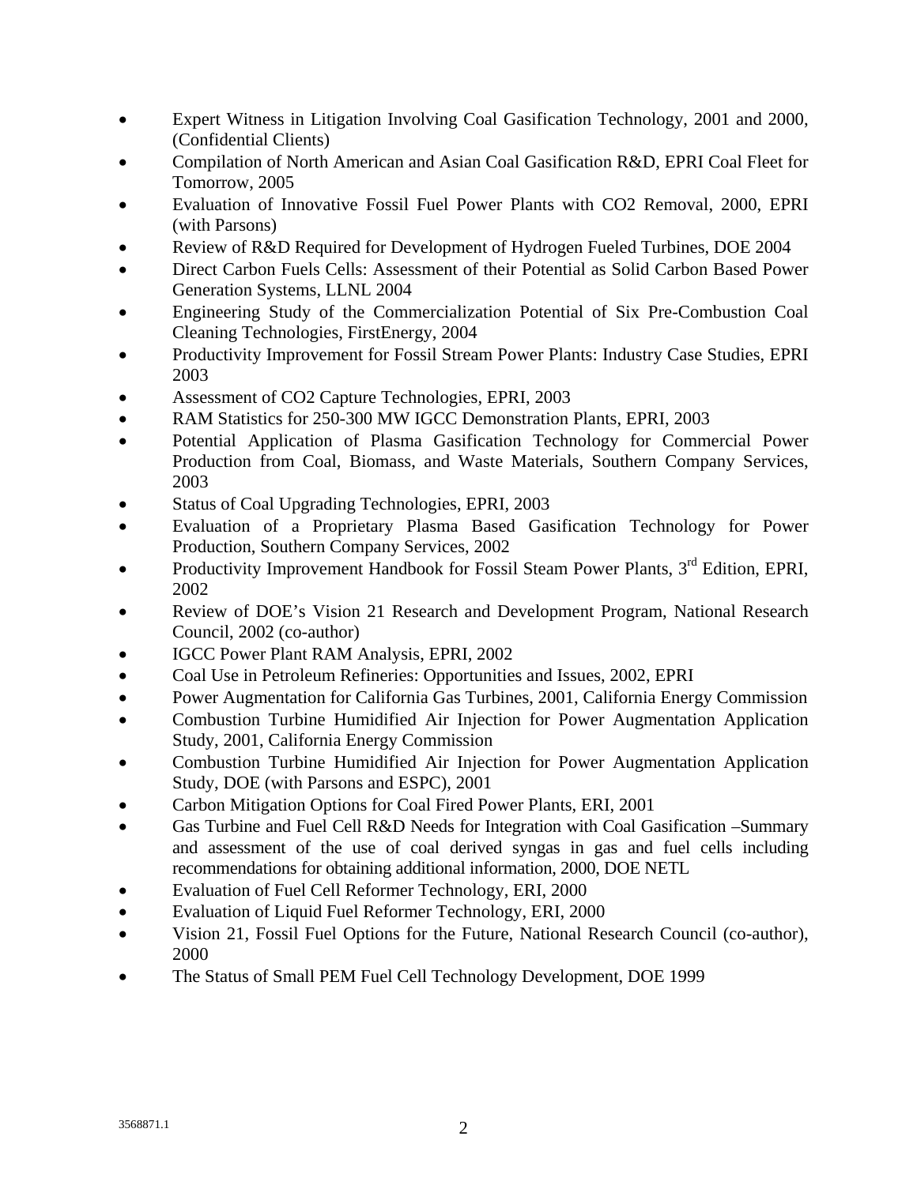- Expert Witness in Litigation Involving Coal Gasification Technology, 2001 and 2000, (Confidential Clients)
- Compilation of North American and Asian Coal Gasification R&D, EPRI Coal Fleet for Tomorrow, 2005
- Evaluation of Innovative Fossil Fuel Power Plants with CO2 Removal, 2000, EPRI (with Parsons)
- Review of R&D Required for Development of Hydrogen Fueled Turbines, DOE 2004
- Direct Carbon Fuels Cells: Assessment of their Potential as Solid Carbon Based Power Generation Systems, LLNL 2004
- Engineering Study of the Commercialization Potential of Six Pre-Combustion Coal Cleaning Technologies, FirstEnergy, 2004
- Productivity Improvement for Fossil Stream Power Plants: Industry Case Studies, EPRI 2003
- Assessment of CO2 Capture Technologies, EPRI, 2003
- RAM Statistics for 250-300 MW IGCC Demonstration Plants, EPRI, 2003
- Potential Application of Plasma Gasification Technology for Commercial Power Production from Coal, Biomass, and Waste Materials, Southern Company Services, 2003
- Status of Coal Upgrading Technologies, EPRI, 2003
- Evaluation of a Proprietary Plasma Based Gasification Technology for Power Production, Southern Company Services, 2002
- Productivity Improvement Handbook for Fossil Steam Power Plants, 3rd Edition, EPRI, 2002
- Review of DOE's Vision 21 Research and Development Program, National Research Council, 2002 (co-author)
- IGCC Power Plant RAM Analysis, EPRI, 2002
- Coal Use in Petroleum Refineries: Opportunities and Issues, 2002, EPRI
- Power Augmentation for California Gas Turbines, 2001, California Energy Commission
- Combustion Turbine Humidified Air Injection for Power Augmentation Application Study, 2001, California Energy Commission
- Combustion Turbine Humidified Air Injection for Power Augmentation Application Study, DOE (with Parsons and ESPC), 2001
- Carbon Mitigation Options for Coal Fired Power Plants, ERI, 2001
- Gas Turbine and Fuel Cell R&D Needs for Integration with Coal Gasification –Summary and assessment of the use of coal derived syngas in gas and fuel cells including recommendations for obtaining additional information, 2000, DOE NETL
- Evaluation of Fuel Cell Reformer Technology, ERI, 2000
- Evaluation of Liquid Fuel Reformer Technology, ERI, 2000
- Vision 21, Fossil Fuel Options for the Future, National Research Council (co-author), 2000
- The Status of Small PEM Fuel Cell Technology Development, DOE 1999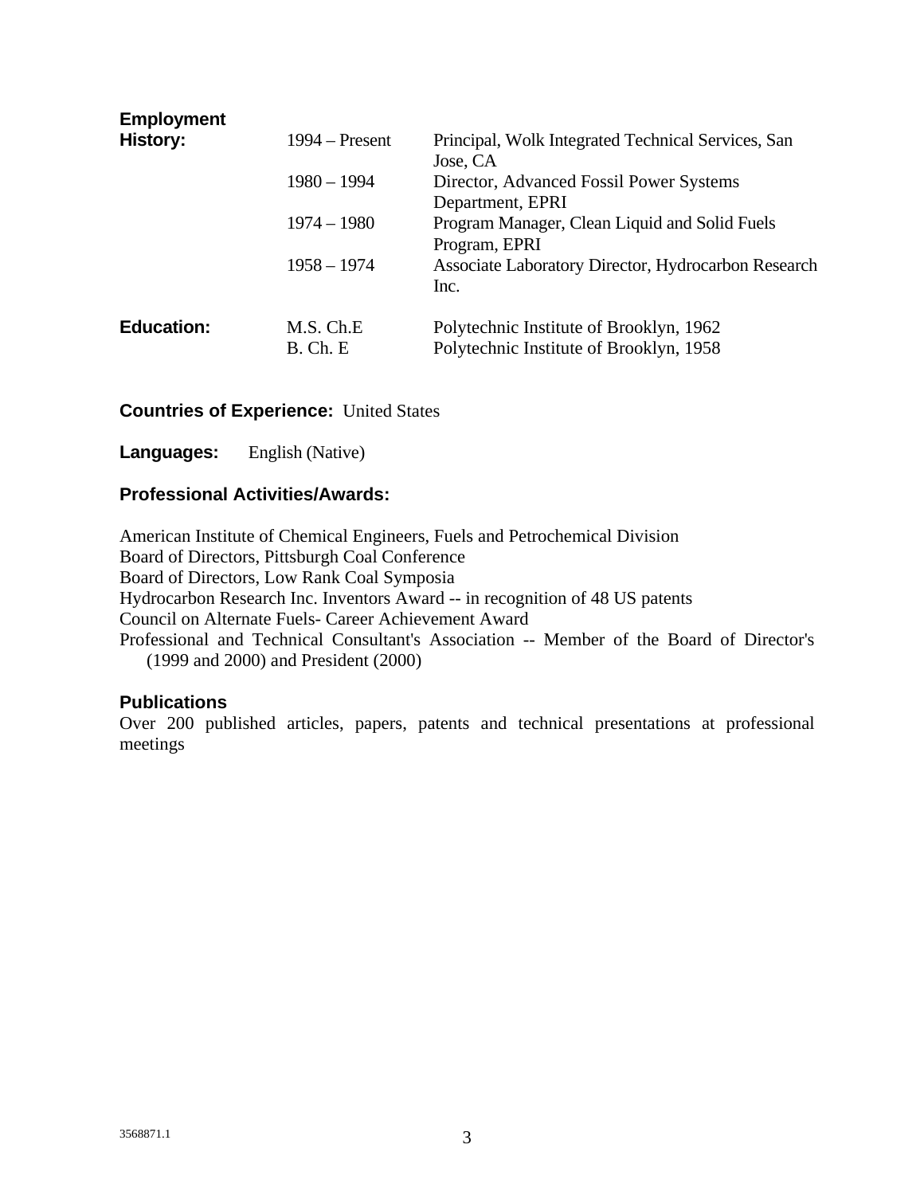**Employment History:**

| | | |
|---|---|---|
| | 1994 – Present | Principal, Wolk Integrated Technical Services, San Jose, CA |
| | 1980 – 1994 | Director, Advanced Fossil Power Systems Department, EPRI |
| | 1974 – 1980 | Program Manager, Clean Liquid and Solid Fuels Program, EPRI |
| | 1958 – 1974 | Associate Laboratory Director, Hydrocarbon Research Inc. |

**Education:**

| | | |
|---|---|---|
| | M.S. Ch.E | Polytechnic Institute of Brooklyn, 1962 |
| | B. Ch. E | Polytechnic Institute of Brooklyn, 1958 |

**Countries of Experience:** United States

**Languages:** English (Native)

**Professional Activities/Awards:**

American Institute of Chemical Engineers, Fuels and Petrochemical Division
Board of Directors, Pittsburgh Coal Conference
Board of Directors, Low Rank Coal Symposia
Hydrocarbon Research Inc. Inventors Award -- in recognition of 48 US patents
Council on Alternate Fuels- Career Achievement Award
Professional and Technical Consultant's Association -- Member of the Board of Director's (1999 and 2000) and President (2000)

**Publications**

Over 200 published articles, papers, patents and technical presentations at professional meetings